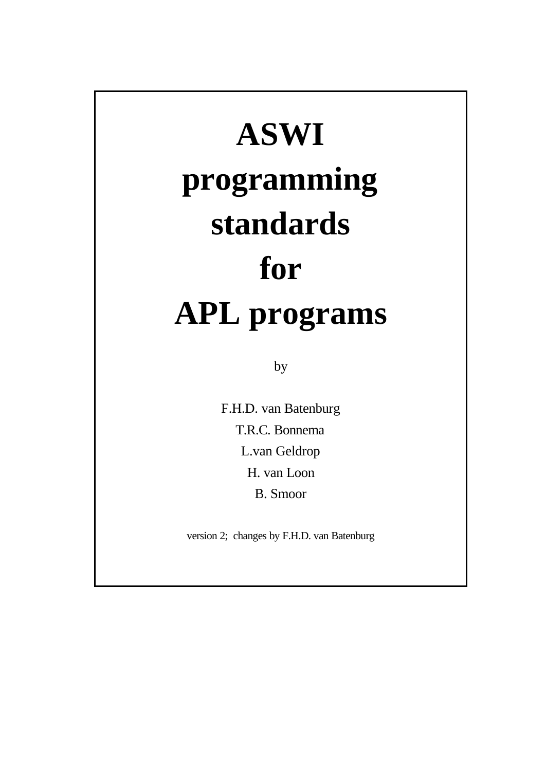# ASWI programming standards for APL programs

by

F.H.D. van Batenburg

T.R.C. Bonnema

L.van Geldrop

H. van Loon

B. Smoor

version 2; changes by F.H.D. van Batenburg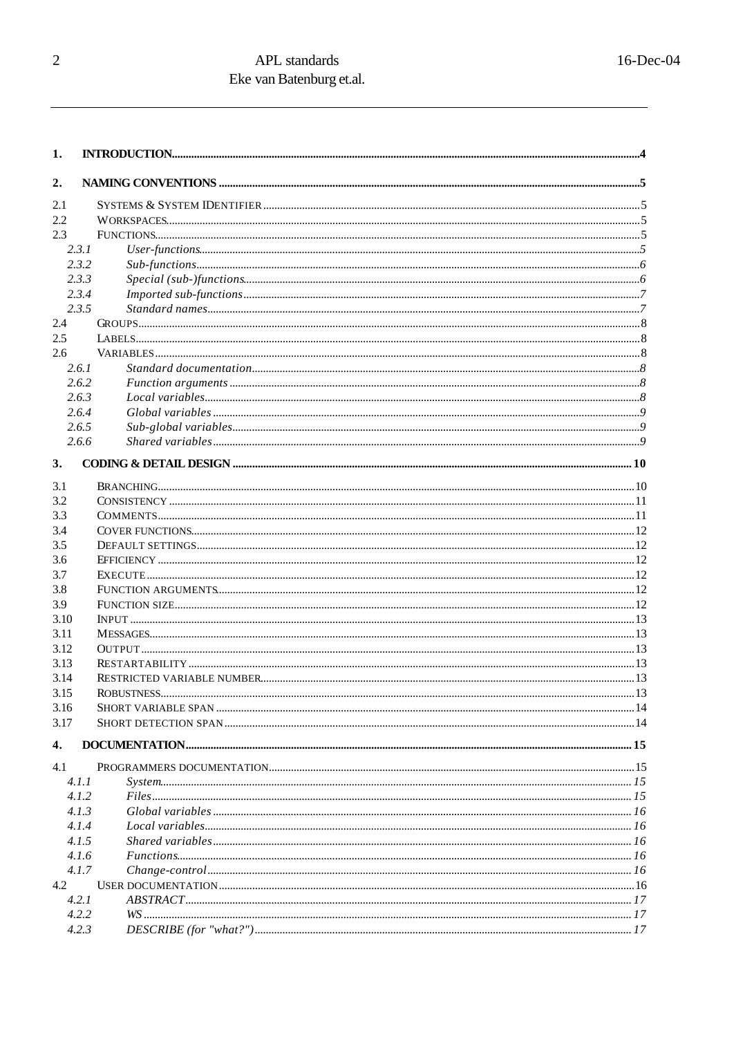**1. INTRODUCTION** ... 4

**2. NAMING CONVENTIONS** ... 5

- 2.1 SYSTEMS & SYSTEM IDENTIFIER ... 5
- 2.2 WORKSPACES ... 5
- 2.3 FUNCTIONS ... 5
  - *2.3.1 User-functions* ... 5
  - *2.3.2 Sub-functions* ... 6
  - *2.3.3 Special (sub-)functions* ... 6
  - *2.3.4 Imported sub-functions* ... 7
  - *2.3.5 Standard names* ... 7
- 2.4 GROUPS ... 8
- 2.5 LABELS ... 8
- 2.6 VARIABLES ... 8
  - *2.6.1 Standard documentation* ... 8
  - *2.6.2 Function arguments* ... 8
  - *2.6.3 Local variables* ... 8
  - *2.6.4 Global variables* ... 9
  - *2.6.5 Sub-global variables* ... 9
  - *2.6.6 Shared variables* ... 9

**3. CODING & DETAIL DESIGN** ... 10

- 3.1 BRANCHING ... 10
- 3.2 CONSISTENCY ... 11
- 3.3 COMMENTS ... 11
- 3.4 COVER FUNCTIONS ... 12
- 3.5 DEFAULT SETTINGS ... 12
- 3.6 EFFICIENCY ... 12
- 3.7 EXECUTE ... 12
- 3.8 FUNCTION ARGUMENTS ... 12
- 3.9 FUNCTION SIZE ... 12
- 3.10 INPUT ... 13
- 3.11 MESSAGES ... 13
- 3.12 OUTPUT ... 13
- 3.13 RESTARTABILITY ... 13
- 3.14 RESTRICTED VARIABLE NUMBER ... 13
- 3.15 ROBUSTNESS ... 13
- 3.16 SHORT VARIABLE SPAN ... 14
- 3.17 SHORT DETECTION SPAN ... 14

**4. DOCUMENTATION** ... 15

- 4.1 PROGRAMMERS DOCUMENTATION ... 15
  - *4.1.1 System* ... 15
  - *4.1.2 Files* ... 15
  - *4.1.3 Global variables* ... 16
  - *4.1.4 Local variables* ... 16
  - *4.1.5 Shared variables* ... 16
  - *4.1.6 Functions* ... 16
  - *4.1.7 Change-control* ... 16
- 4.2 USER DOCUMENTATION ... 16
  - *4.2.1 ABSTRACT* ... 17
  - *4.2.2 WS* ... 17
  - *4.2.3 DESCRIBE (for "what?")* ... 17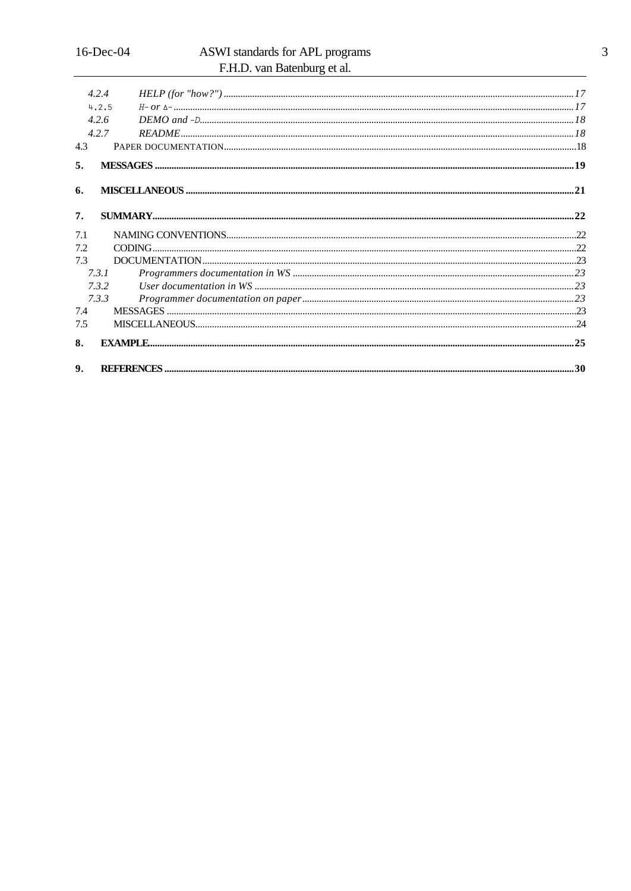4.2.4 *HELP (for "how?")* ........ 17

4.2.5 *H∆ or ∆∆* ........ 17

4.2.6 *DEMO and ∆D* ........ 18

4.2.7 *README* ........ 18

4.3 PAPER DOCUMENTATION ........ 18

**5. MESSAGES ........ 19**

**6. MISCELLANEOUS ........ 21**

**7. SUMMARY ........ 22**

7.1 NAMING CONVENTIONS ........ 22

7.2 CODING ........ 22

7.3 DOCUMENTATION ........ 23

7.3.1 *Programmers documentation in WS* ........ 23

7.3.2 *User documentation in WS* ........ 23

7.3.3 *Programmer documentation on paper* ........ 23

7.4 MESSAGES ........ 23

7.5 MISCELLANEOUS ........ 24

**8. EXAMPLE ........ 25**

**9. REFERENCES ........ 30**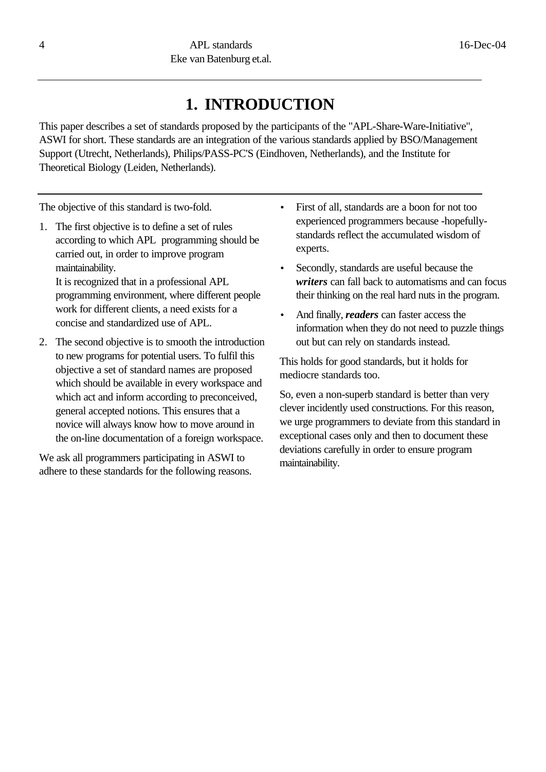# 1. INTRODUCTION

This paper describes a set of standards proposed by the participants of the "APL-Share-Ware-Initiative", ASWI for short. These standards are an integration of the various standards applied by BSO/Management Support (Utrecht, Netherlands), Philips/PASS-PC'S (Eindhoven, Netherlands), and the Institute for Theoretical Biology (Leiden, Netherlands).

---

The objective of this standard is two-fold.

1. The first objective is to define a set of rules according to which APL programming should be carried out, in order to improve program maintainability.
   It is recognized that in a professional APL programming environment, where different people work for different clients, a need exists for a concise and standardized use of APL.
2. The second objective is to smooth the introduction to new programs for potential users. To fulfil this objective a set of standard names are proposed which should be available in every workspace and which act and inform according to preconceived, general accepted notions. This ensures that a novice will always know how to move around in the on-line documentation of a foreign workspace.

We ask all programmers participating in ASWI to adhere to these standards for the following reasons.

- First of all, standards are a boon for not too experienced programmers because -hopefully- standards reflect the accumulated wisdom of experts.
- Secondly, standards are useful because the ***writers*** can fall back to automatisms and can focus their thinking on the real hard nuts in the program.
- And finally, ***readers*** can faster access the information when they do not need to puzzle things out but can rely on standards instead.

This holds for good standards, but it holds for mediocre standards too.

So, even a non-superb standard is better than very clever incidently used constructions. For this reason, we urge programmers to deviate from this standard in exceptional cases only and then to document these deviations carefully in order to ensure program maintainability.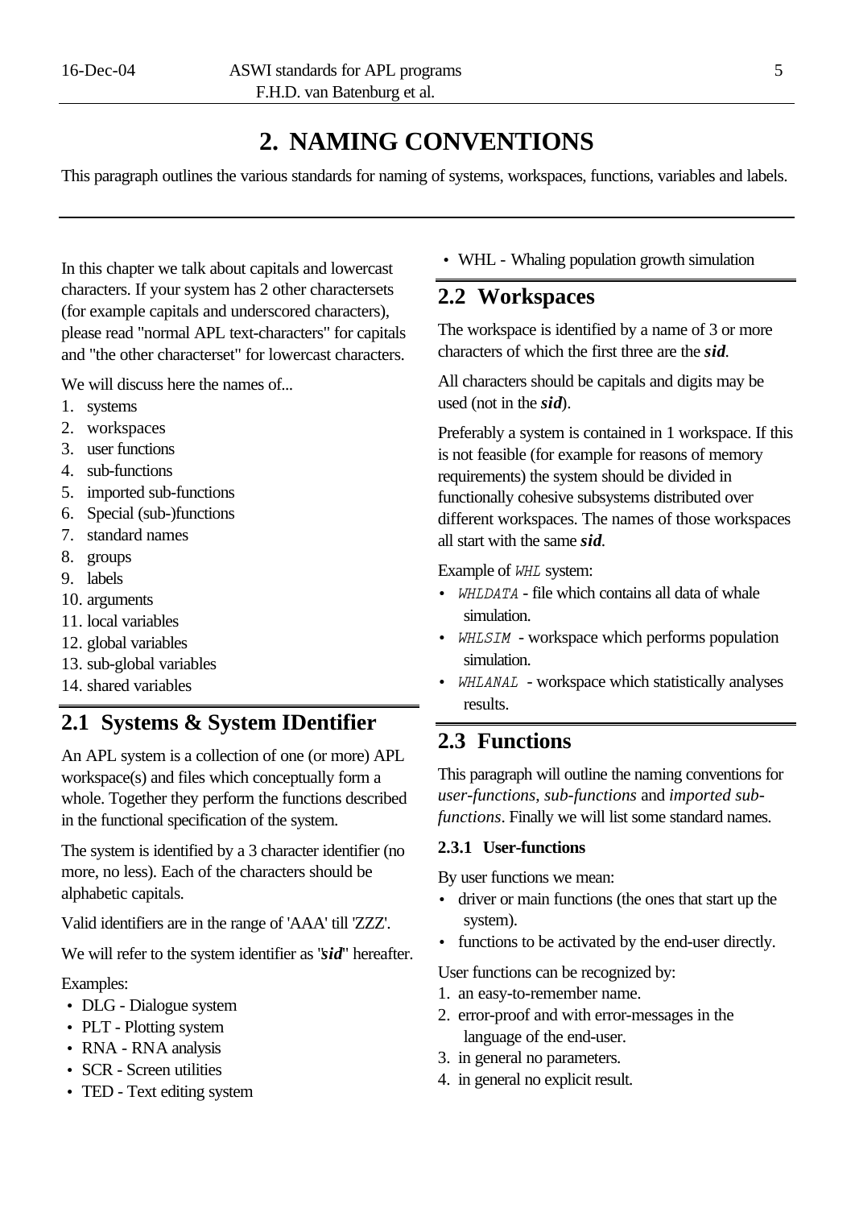# 2. NAMING CONVENTIONS

This paragraph outlines the various standards for naming of systems, workspaces, functions, variables and labels.

In this chapter we talk about capitals and lowercast characters. If your system has 2 other charactersets (for example capitals and underscored characters), please read "normal APL text-characters" for capitals and "the other characterset" for lowercast characters.

We will discuss here the names of...

1. systems
2. workspaces
3. user functions
4. sub-functions
5. imported sub-functions
6. Special (sub-)functions
7. standard names
8. groups
9. labels
10. arguments
11. local variables
12. global variables
13. sub-global variables
14. shared variables

## 2.1 Systems & System IDentifier

An APL system is a collection of one (or more) APL workspace(s) and files which conceptually form a whole. Together they perform the functions described in the functional specification of the system.

The system is identified by a 3 character identifier (no more, no less). Each of the characters should be alphabetic capitals.

Valid identifiers are in the range of 'AAA' till 'ZZZ'.

We will refer to the system identifier as "***sid***" hereafter.

Examples:

- DLG - Dialogue system
- PLT - Plotting system
- RNA - RNA analysis
- SCR - Screen utilities
- TED - Text editing system
- WHL - Whaling population growth simulation

## 2.2 Workspaces

The workspace is identified by a name of 3 or more characters of which the first three are the ***sid***.

All characters should be capitals and digits may be used (not in the ***sid***).

Preferably a system is contained in 1 workspace. If this is not feasible (for example for reasons of memory requirements) the system should be divided in functionally cohesive subsystems distributed over different workspaces. The names of those workspaces all start with the same ***sid***.

Example of `WHL` system:

- `WHLDATA` - file which contains all data of whale simulation.
- `WHLSIM` - workspace which performs population simulation.
- `WHLANAL` - workspace which statistically analyses results.

## 2.3 Functions

This paragraph will outline the naming conventions for *user-functions*, *sub-functions* and *imported sub-functions*. Finally we will list some standard names.

### 2.3.1 User-functions

By user functions we mean:

- driver or main functions (the ones that start up the system).
- functions to be activated by the end-user directly.

User functions can be recognized by:

1. an easy-to-remember name.
2. error-proof and with error-messages in the language of the end-user.
3. in general no parameters.
4. in general no explicit result.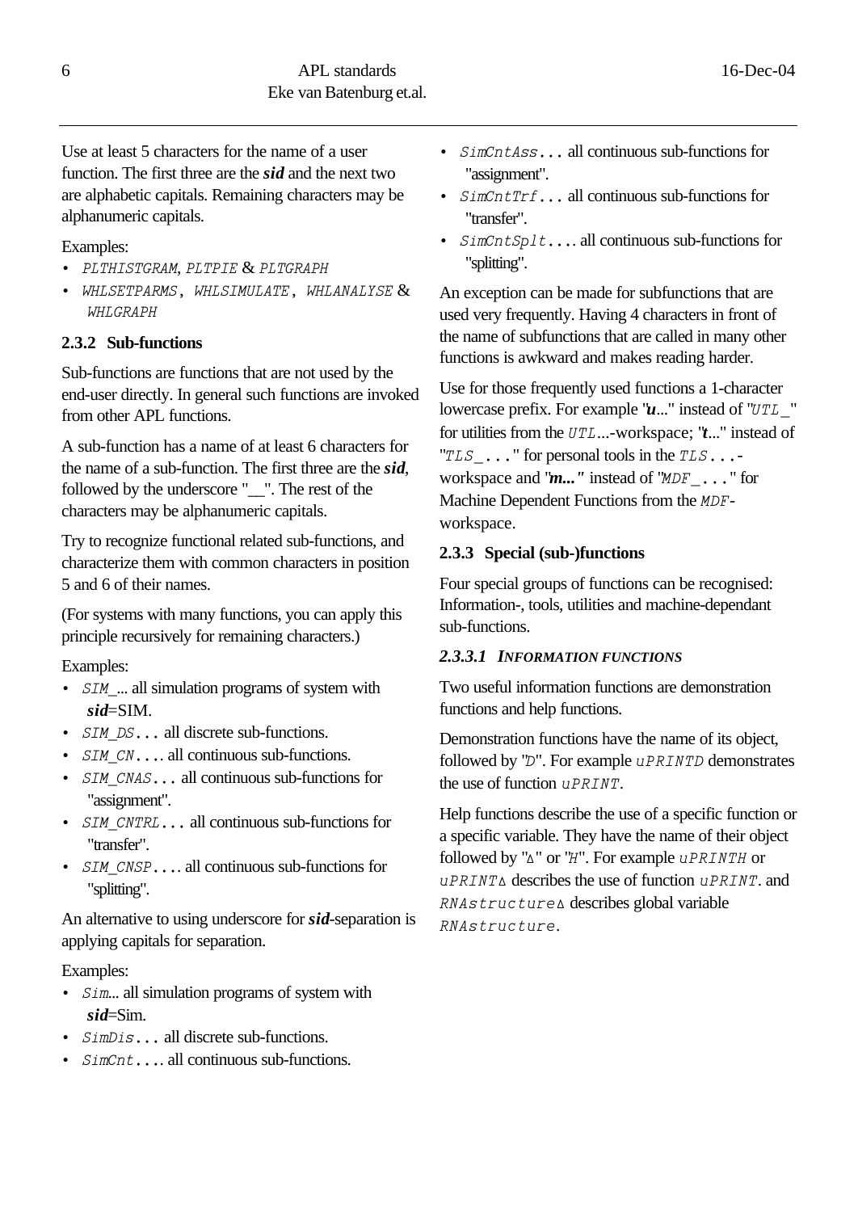Use at least 5 characters for the name of a user function. The first three are the ***sid*** and the next two are alphabetic capitals. Remaining characters may be alphanumeric capitals.

Examples:

- `PLTHISTGRAM`, `PLTPIE` & `PLTGRAPH`
- `WHLSETPARMS`, `WHLSIMULATE`, `WHLANALYSE` & `WHLGRAPH`

### 2.3.2 Sub-functions

Sub-functions are functions that are not used by the end-user directly. In general such functions are invoked from other APL functions.

A sub-function has a name of at least 6 characters for the name of a sub-function. The first three are the ***sid***, followed by the underscore "__". The rest of the characters may be alphanumeric capitals.

Try to recognize functional related sub-functions, and characterize them with common characters in position 5 and 6 of their names.

(For systems with many functions, you can apply this principle recursively for remaining characters.)

Examples:

- `SIM_`... all simulation programs of system with ***sid***=SIM.
- `SIM_DS...` all discrete sub-functions.
- `SIM_CN....` all continuous sub-functions.
- `SIM_CNAS...` all continuous sub-functions for "assignment".
- `SIM_CNTRL...` all continuous sub-functions for "transfer".
- `SIM_CNSP....` all continuous sub-functions for "splitting".

An alternative to using underscore for ***sid***-separation is applying capitals for separation.

Examples:

- `Sim`... all simulation programs of system with ***sid***=Sim.
- `SimDis...` all discrete sub-functions.
- `SimCnt....` all continuous sub-functions.
- `SimCntAss...` all continuous sub-functions for "assignment".
- `SimCntTrf...` all continuous sub-functions for "transfer".
- `SimCntSplt....` all continuous sub-functions for "splitting".

An exception can be made for subfunctions that are used very frequently. Having 4 characters in front of the name of subfunctions that are called in many other functions is awkward and makes reading harder.

Use for those frequently used functions a 1-character lowercase prefix. For example "***u***..." instead of "`UTL_`" for utilities from the `UTL`...-workspace; "***t***..." instead of "`TLS_...`" for personal tools in the `TLS...`-workspace and "***m...***" instead of "`MDF_...`" for Machine Dependent Functions from the `MDF`-workspace.

### 2.3.3 Special (sub-)functions

Four special groups of functions can be recognised: Information-, tools, utilities and machine-dependant sub-functions.

#### *2.3.3.1 Information functions*

Two useful information functions are demonstration functions and help functions.

Demonstration functions have the name of its object, followed by "`D`". For example `uPRINTD` demonstrates the use of function `uPRINT`.

Help functions describe the use of a specific function or a specific variable. They have the name of their object followed by "`∆`" or "`H`". For example `uPRINTH` or `uPRINT∆` describes the use of function `uPRINT`. and `RNAstructure∆` describes global variable `RNAstructure`.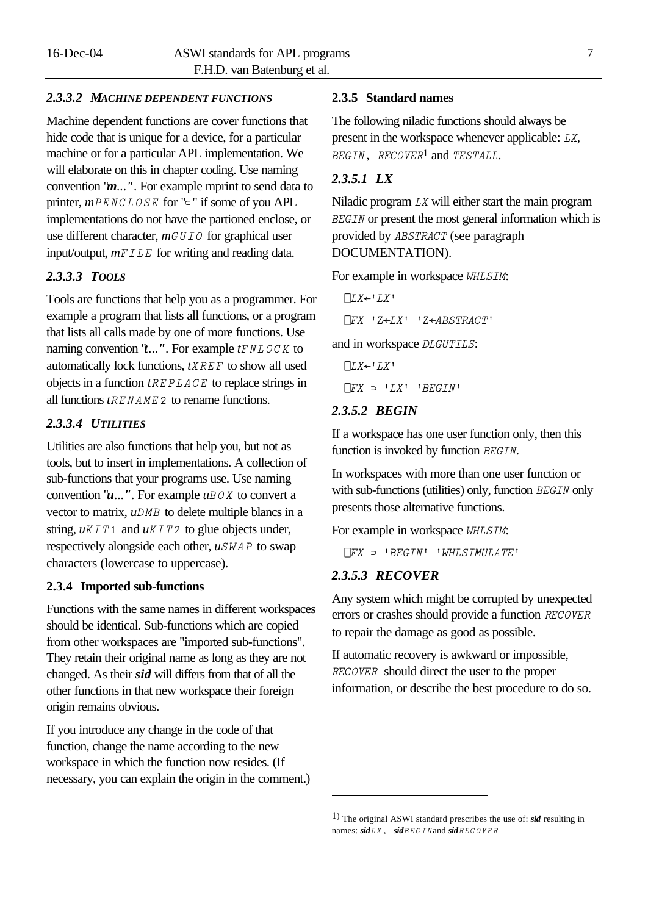#### 2.3.3.2 *MACHINE DEPENDENT FUNCTIONS*

Machine dependent functions are cover functions that hide code that is unique for a device, for a particular machine or for a particular APL implementation. We will elaborate on this in chapter coding. Use naming convention "***m***...". For example mprint to send data to printer, *m*`PENCLOSE` for "⊂" if some of you APL implementations do not have the partioned enclose, or use different character, *m*`GUIO` for graphical user input/output, *m*`FILE` for writing and reading data.

#### 2.3.3.3 *TOOLS*

Tools are functions that help you as a programmer. For example a program that lists all functions, or a program that lists all calls made by one of more functions. Use naming convention "***t***...". For example *t*`FNLOCK` to automatically lock functions, *t*`XREF` to show all used objects in a function *t*`REPLACE` to replace strings in all functions *t*`RENAME2` to rename functions.

#### 2.3.3.4 *UTILITIES*

Utilities are also functions that help you, but not as tools, but to insert in implementations. A collection of sub-functions that your programs use. Use naming convention "***u***...". For example *u*`BOX` to convert a vector to matrix, *u*`DMB` to delete multiple blancs in a string, *u*`KIT1` and *u*`KIT2` to glue objects under, respectively alongside each other, *u*`SWAP` to swap characters (lowercase to uppercase).

### 2.3.4 Imported sub-functions

Functions with the same names in different workspaces should be identical. Sub-functions which are copied from other workspaces are "imported sub-functions". They retain their original name as long as they are not changed. As their ***sid*** will differs from that of all the other functions in that new workspace their foreign origin remains obvious.

If you introduce any change in the code of that function, change the name according to the new workspace in which the function now resides. (If necessary, you can explain the origin in the comment.)

### 2.3.5 Standard names

The following niladic functions should always be present in the workspace whenever applicable: `LX`, `BEGIN`, `RECOVER`[1] and `TESTALL`.

#### 2.3.5.1 LX

Niladic program `LX` will either start the main program `BEGIN` or present the most general information which is provided by `ABSTRACT` (see paragraph DOCUMENTATION).

For example in workspace `WHLSIM`:

```
⎕LX←'LX'
⎕FX 'Z←LX' 'Z←ABSTRACT'
```

and in workspace `DLGUTILS`:

```
⎕LX←'LX'
⎕FX ⊃ 'LX' 'BEGIN'
```

#### 2.3.5.2 BEGIN

If a workspace has one user function only, then this function is invoked by function `BEGIN`.

In workspaces with more than one user function or with sub-functions (utilities) only, function `BEGIN` only presents those alternative functions.

For example in workspace `WHLSIM`:

```
⎕FX ⊃ 'BEGIN' 'WHLSIMULATE'
```

#### 2.3.5.3 RECOVER

Any system which might be corrupted by unexpected errors or crashes should provide a function `RECOVER` to repair the damage as good as possible.

If automatic recovery is awkward or impossible, `RECOVER` should direct the user to the proper information, or describe the best procedure to do so.

---

[1] The original ASWI standard prescribes the use of: ***sid*** resulting in names: ***sid***`LX`, ***sid***`BEGIN` and ***sid***`RECOVER`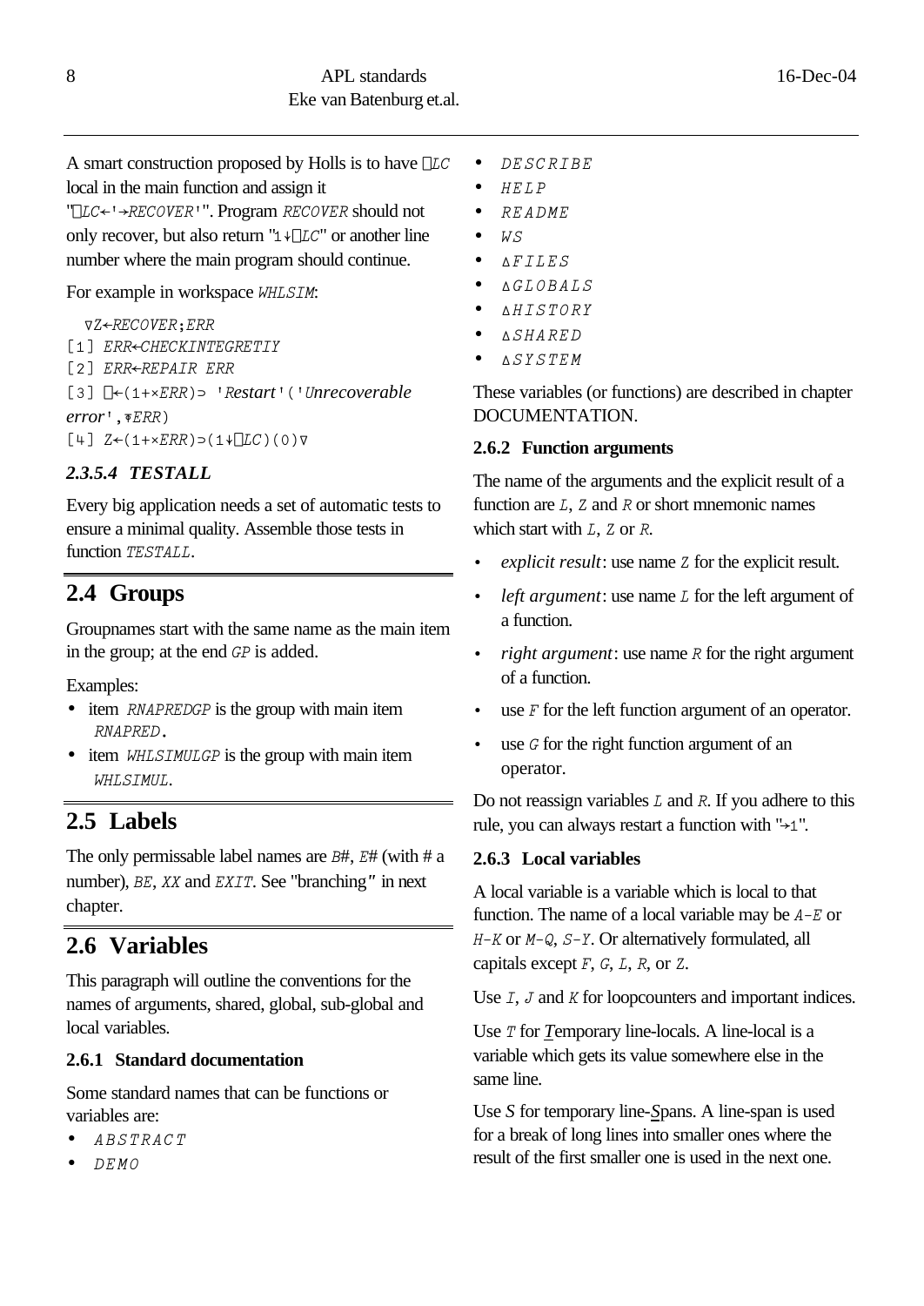A smart construction proposed by Holls is to have ⎕LC local in the main function and assign it "⎕LC←'→RECOVER'". Program RECOVER should not only recover, but also return "1↓⎕LC" or another line number where the main program should continue.

For example in workspace WHLSIM:

```
  ∇Z←RECOVER;ERR
[1] ERR←CHECKINTEGRETIY
[2] ERR←REPAIR ERR
[3] ⍞←(1+×ERR)⊃ 'Restart'('Unrecoverable error',⍕ERR)
[4] Z←(1+×ERR)⊃(1↓⎕LC)(0)∇
```

#### *2.3.5.4 TESTALL*

Every big application needs a set of automatic tests to ensure a minimal quality. Assemble those tests in function TESTALL.

## 2.4 Groups

Groupnames start with the same name as the main item in the group; at the end GP is added.

Examples:

- item RNAPREDGP is the group with main item RNAPRED.
- item WHLSIMULGP is the group with main item WHLSIMUL.

## 2.5 Labels

The only permissable label names are B#, E# (with # a number), BE, XX and EXIT. See "branching" in next chapter.

## 2.6 Variables

This paragraph will outline the conventions for the names of arguments, shared, global, sub-global and local variables.

### 2.6.1 Standard documentation

Some standard names that can be functions or variables are:

- ABSTRACT
- DEMO
- DESCRIBE
- HELP
- README
- WS
- ∆FILES
- ∆GLOBALS
- ∆HISTORY
- ∆SHARED
- ∆SYSTEM

These variables (or functions) are described in chapter DOCUMENTATION.

### 2.6.2 Function arguments

The name of the arguments and the explicit result of a function are L, Z and R or short mnemonic names which start with L, Z or R.

- *explicit result*: use name Z for the explicit result.
- *left argument*: use name L for the left argument of a function.
- *right argument*: use name R for the right argument of a function.
- use F for the left function argument of an operator.
- use G for the right function argument of an operator.

Do not reassign variables L and R. If you adhere to this rule, you can always restart a function with "→1".

### 2.6.3 Local variables

A local variable is a variable which is local to that function. The name of a local variable may be A-E or H-K or M-Q, S-Y. Or alternatively formulated, all capitals except F, G, L, R, or Z.

Use I, J and K for loopcounters and important indices.

Use T for ***T***emporary line-locals. A line-local is a variable which gets its value somewhere else in the same line.

Use S for temporary line-***S***pans. A line-span is used for a break of long lines into smaller ones where the result of the first smaller one is used in the next one.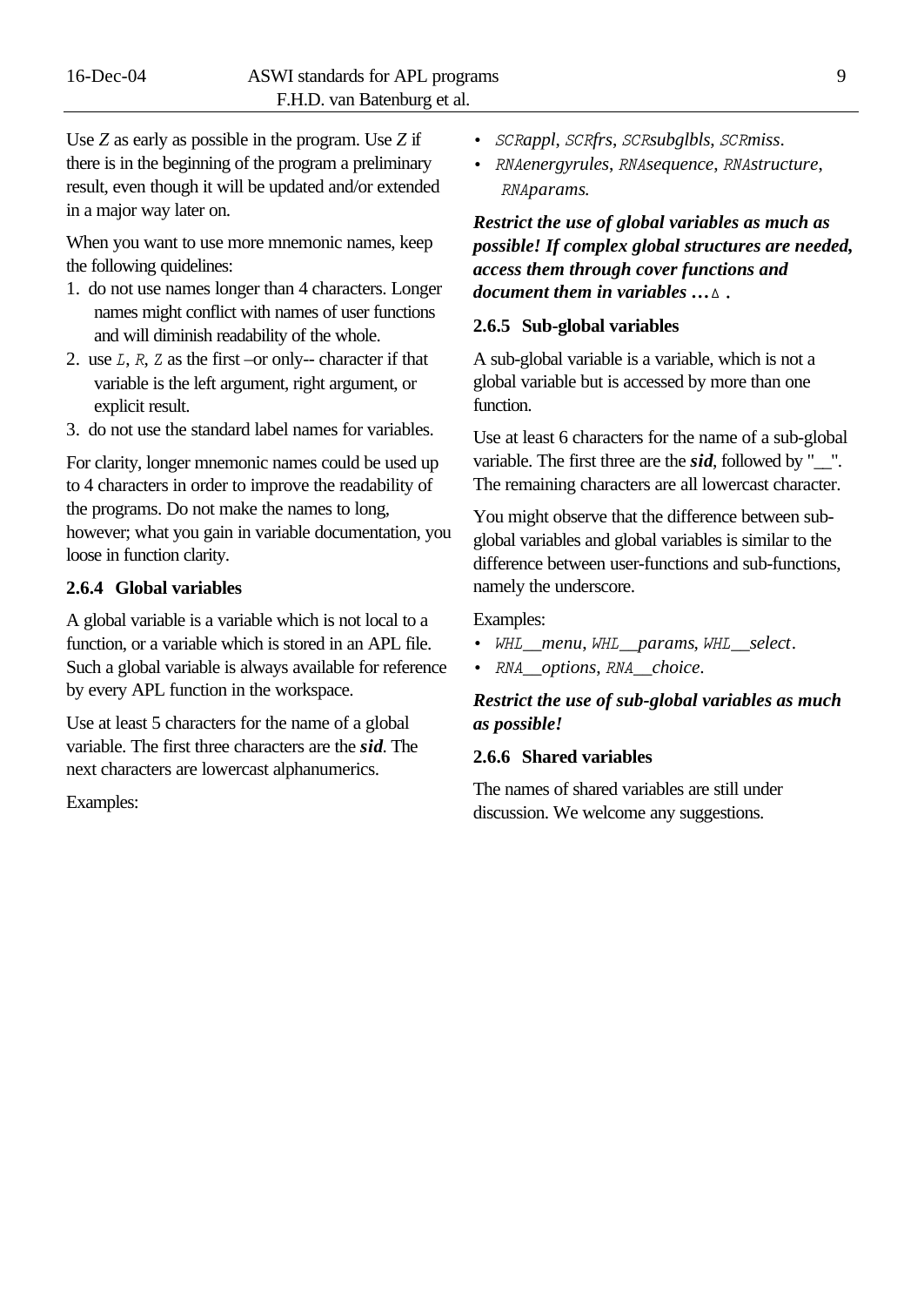Use *Z* as early as possible in the program. Use *Z* if there is in the beginning of the program a preliminary result, even though it will be updated and/or extended in a major way later on.

When you want to use more mnemonic names, keep the following quidelines:

1. do not use names longer than 4 characters. Longer names might conflict with names of user functions and will diminish readability of the whole.
2. use *L*, *R*, *Z* as the first –or only-- character if that variable is the left argument, right argument, or explicit result.
3. do not use the standard label names for variables.

For clarity, longer mnemonic names could be used up to 4 characters in order to improve the readability of the programs. Do not make the names to long, however; what you gain in variable documentation, you loose in function clarity.

### 2.6.4 Global variables

A global variable is a variable which is not local to a function, or a variable which is stored in an APL file. Such a global variable is always available for reference by every APL function in the workspace.

Use at least 5 characters for the name of a global variable. The first three characters are the ***sid***. The next characters are lowercast alphanumerics.

Examples:

- *SCRappl*, *SCRfrs*, *SCRsubglbls*, *SCRmiss*.
- *RNAenergyrules*, *RNAsequence*, *RNAstructure*, *RNAparams.*

***Restrict the use of global variables as much as possible! If complex global structures are needed, access them through cover functions and document them in variables …∆ .***

### 2.6.5 Sub-global variables

A sub-global variable is a variable, which is not a global variable but is accessed by more than one function.

Use at least 6 characters for the name of a sub-global variable. The first three are the ***sid***, followed by "__". The remaining characters are all lowercast character.

You might observe that the difference between sub-global variables and global variables is similar to the difference between user-functions and sub-functions, namely the underscore.

Examples:

- *WHL__menu*, *WHL__params*, *WHL__select*.
- *RNA__options*, *RNA__choice*.

***Restrict the use of sub-global variables as much as possible!***

### 2.6.6 Shared variables

The names of shared variables are still under discussion. We welcome any suggestions.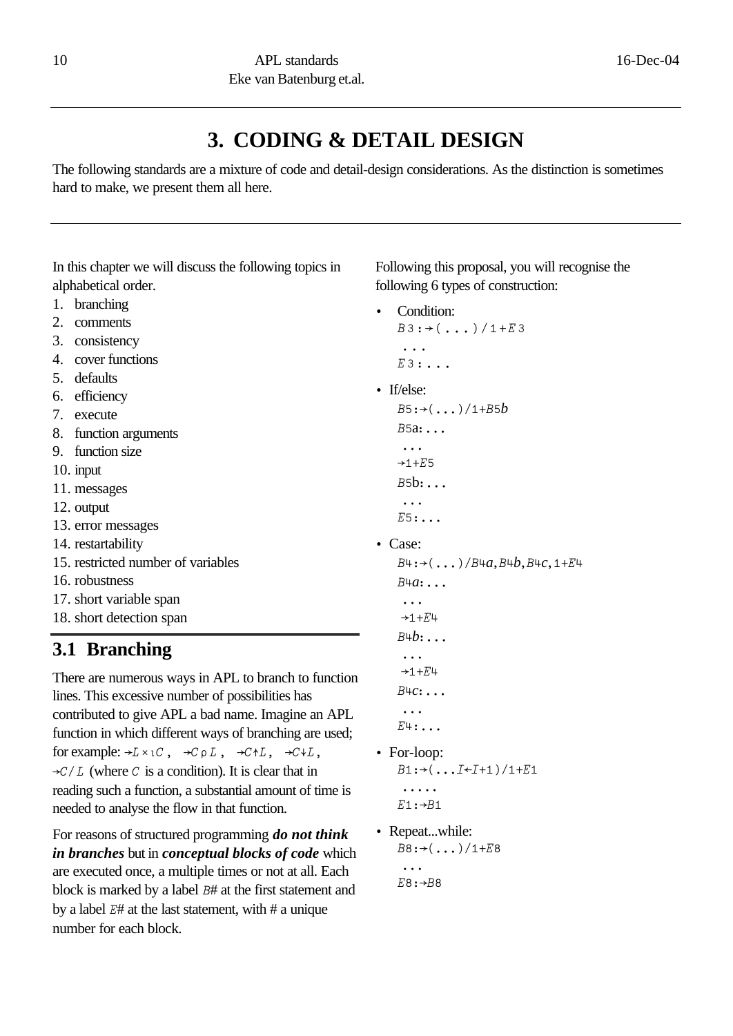# 3. CODING & DETAIL DESIGN

The following standards are a mixture of code and detail-design considerations. As the distinction is sometimes hard to make, we present them all here.

In this chapter we will discuss the following topics in alphabetical order.

1. branching
2. comments
3. consistency
4. cover functions
5. defaults
6. efficiency
7. execute
8. function arguments
9. function size
10. input
11. messages
12. output
13. error messages
14. restartability
15. restricted number of variables
16. robustness
17. short variable span
18. short detection span

## 3.1 Branching

There are numerous ways in APL to branch to function lines. This excessive number of possibilities has contributed to give APL a bad name. Imagine an APL function in which different ways of branching are used; for example: `→L×⍳C`, `→CρL`, `→C↑L`, `→C↓L`, `→C/L` (where `C` is a condition). It is clear that in reading such a function, a substantial amount of time is needed to analyse the flow in that function.

For reasons of structured programming ***do not think in branches*** but in ***conceptual blocks of code*** which are executed once, a multiple times or not at all. Each block is marked by a label `B#` at the first statement and by a label `E#` at the last statement, with # a unique number for each block.

Following this proposal, you will recognise the following 6 types of construction:

- Condition:

```
B3:→(...)/1+E3
 ...
E3:...
```

- If/else:

```
B5:→(...)/1+B5b
B5a:...
 ...
→1+E5
B5b:...
 ...
E5:...
```

- Case:

```
B4:→(...)/B4a,B4b,B4c,1+E4
B4a:...
 ...
 →1+E4
B4b:...
 ...
 →1+E4
B4c:...
 ...
E4:...
```

- For-loop:

```
B1:→(...I←I+1)/1+E1
 .....
E1:→B1
```

- Repeat...while:

```
B8:→(...)/1+E8
 ...
E8:→B8
```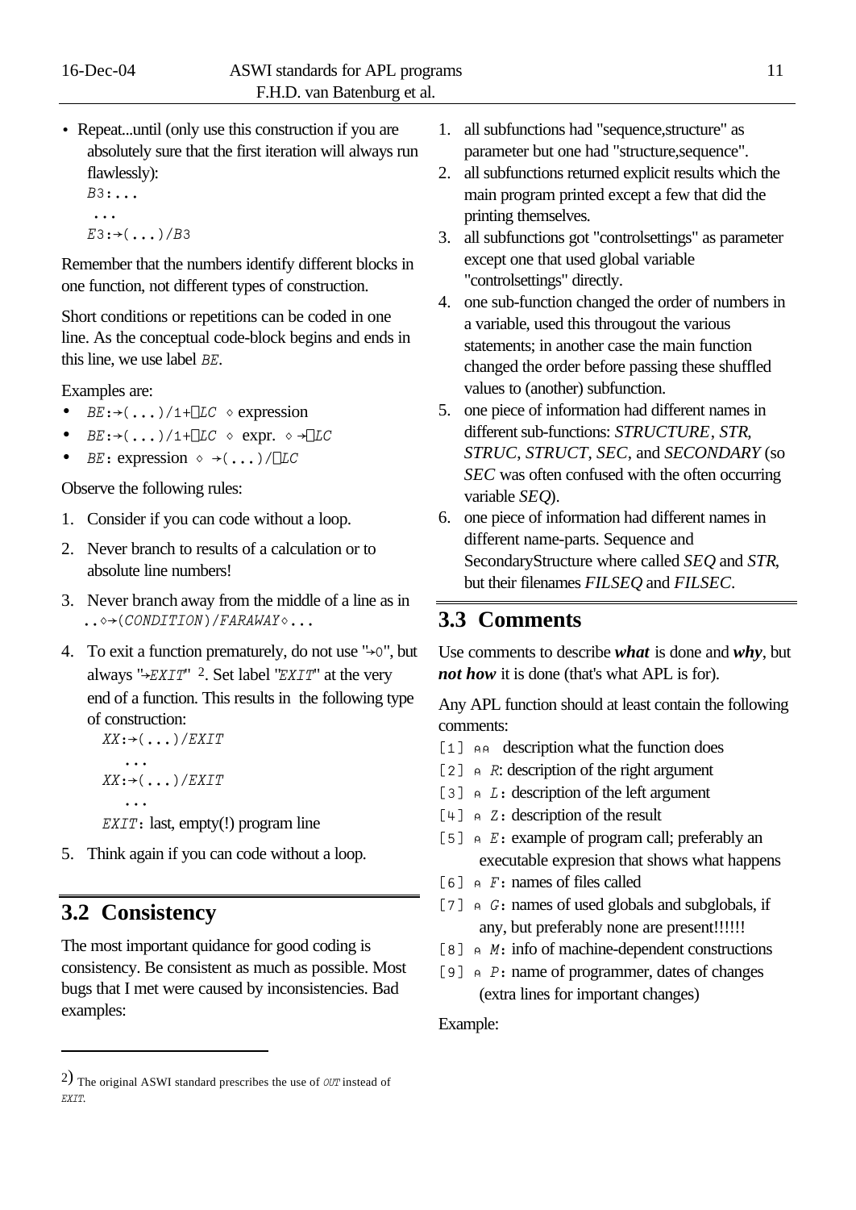- Repeat...until (only use this construction if you are absolutely sure that the first iteration will always run flawlessly):

```
B3:...
 ...
E3:→(...)/B3
```

Remember that the numbers identify different blocks in one function, not different types of construction.

Short conditions or repetitions can be coded in one line. As the conceptual code-block begins and ends in this line, we use label *BE*.

Examples are:

- `BE:→(...)/1+⎕LC ⋄` expression
- `BE:→(...)/1+⎕LC ⋄` expr. `⋄ →⎕LC`
- `BE:` expression `⋄ →(...)/⎕LC`

Observe the following rules:

1. Consider if you can code without a loop.
2. Never branch to results of a calculation or to absolute line numbers!
3. Never branch away from the middle of a line as in `..⋄→(CONDITION)/FARAWAY⋄...`
4. To exit a function prematurely, do not use "`→0`", but always "`→EXIT`" [2]. Set label "`EXIT`" at the very end of a function. This results in the following type of construction:

```
XX:→(...)/EXIT
   ...
XX:→(...)/EXIT
   ...
EXIT: last, empty(!) program line
```

5. Think again if you can code without a loop.

## 3.2 Consistency

The most important quidance for good coding is consistency. Be consistent as much as possible. Most bugs that I met were caused by inconsistencies. Bad examples:

1. all subfunctions had "sequence,structure" as parameter but one had "structure,sequence".
2. all subfunctions returned explicit results which the main program printed except a few that did the printing themselves.
3. all subfunctions got "controlsettings" as parameter except one that used global variable "controlsettings" directly.
4. one sub-function changed the order of numbers in a variable, used this througout the various statements; in another case the main function changed the order before passing these shuffled values to (another) subfunction.
5. one piece of information had different names in different sub-functions: *STRUCTURE*, *STR*, *STRUC*, *STRUCT*, *SEC*, and *SECONDARY* (so *SEC* was often confused with the often occurring variable *SEQ*).
6. one piece of information had different names in different name-parts. Sequence and SecondaryStructure where called *SEQ* and *STR*, but their filenames *FILSEQ* and *FILSEC*.

## 3.3 Comments

Use comments to describe ***what*** is done and ***why***, but ***not how*** it is done (that's what APL is for).

Any APL function should at least contain the following comments:

```
[1] ⍝⍝ description what the function does
[2] ⍝ R: description of the right argument
[3] ⍝ L: description of the left argument
[4] ⍝ Z: description of the result
[5] ⍝ E: example of program call; preferably an
        executable expresion that shows what happens
[6] ⍝ F: names of files called
[7] ⍝ G: names of used globals and subglobals, if
        any, but preferably none are present!!!!!!
[8] ⍝ M: info of machine-dependent constructions
[9] ⍝ P: name of programmer, dates of changes
        (extra lines for important changes)
```

Example:

---

[2] The original ASWI standard prescribes the use of *OUT* instead of *EXIT*.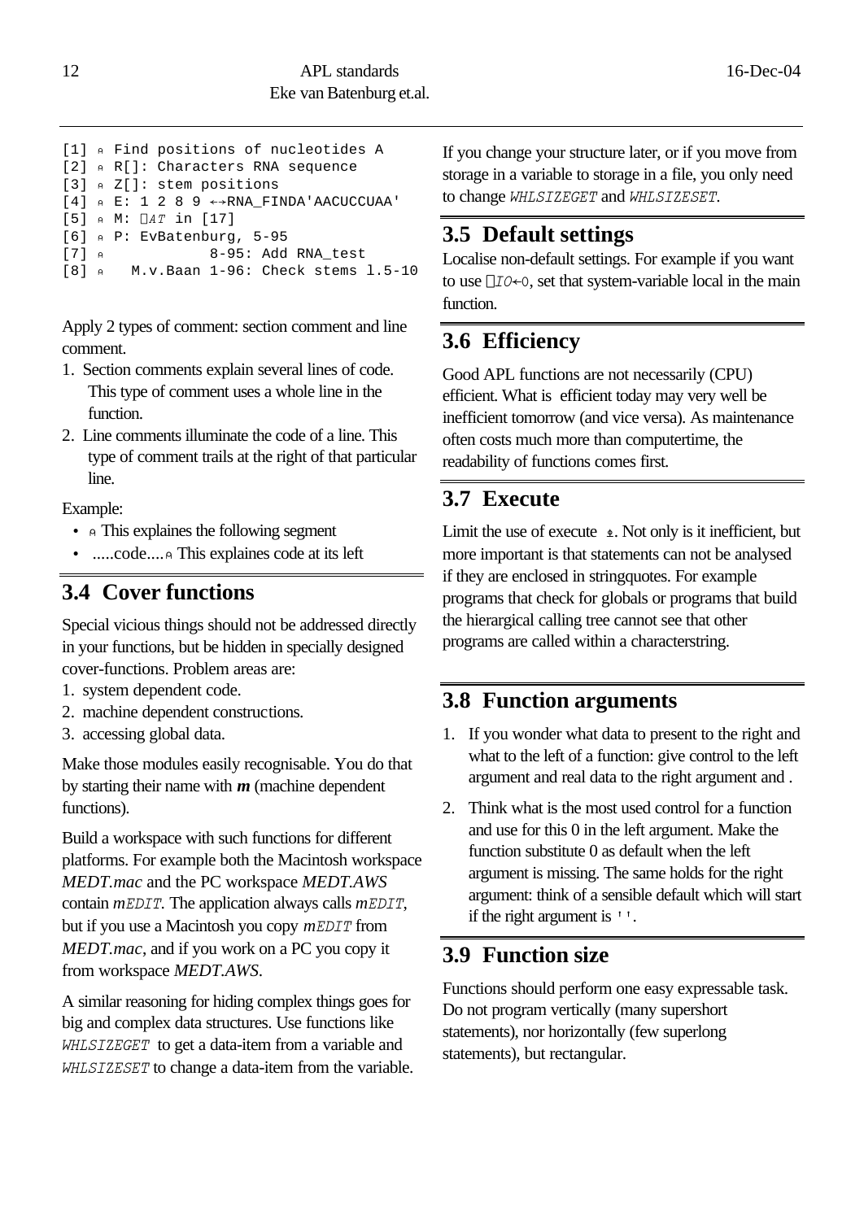```
[1] ⍝ Find positions of nucleotides A
[2] ⍝ R[]: Characters RNA sequence
[3] ⍝ Z[]: stem positions
[4] ⍝ E: 1 2 8 9 ←→RNA_FINDA'AACUCCUAA'
[5] ⍝ M: ⎕AT in [17]
[6] ⍝ P: EvBatenburg, 5-95
[7] ⍝            8-95: Add RNA_test
[8] ⍝   M.v.Baan 1-96: Check stems l.5-10
```

Apply 2 types of comment: section comment and line comment.

1. Section comments explain several lines of code. This type of comment uses a whole line in the function.
2. Line comments illuminate the code of a line. This type of comment trails at the right of that particular line.

Example:

- ⍝ This explaines the following segment
- .....code....⍝ This explaines code at its left

## 3.4 Cover functions

Special vicious things should not be addressed directly in your functions, but be hidden in specially designed cover-functions. Problem areas are:

1. system dependent code.
2. machine dependent constructions.
3. accessing global data.

Make those modules easily recognisable. You do that by starting their name with ***m*** (machine dependent functions).

Build a workspace with such functions for different platforms. For example both the Macintosh workspace *MEDT.mac* and the PC workspace *MEDT.AWS* contain `mEDIT`. The application always calls `mEDIT`, but if you use a Macintosh you copy `mEDIT` from *MEDT.mac*, and if you work on a PC you copy it from workspace *MEDT.AWS*.

A similar reasoning for hiding complex things goes for big and complex data structures. Use functions like `WHLSIZEGET` to get a data-item from a variable and `WHLSIZESET` to change a data-item from the variable.

If you change your structure later, or if you move from storage in a variable to storage in a file, you only need to change `WHLSIZEGET` and `WHLSIZESET`.

## 3.5 Default settings

Localise non-default settings. For example if you want to use `⎕IO←0`, set that system-variable local in the main function.

## 3.6 Efficiency

Good APL functions are not necessarily (CPU) efficient. What is efficient today may very well be inefficient tomorrow (and vice versa). As maintenance often costs much more than computertime, the readability of functions comes first.

## 3.7 Execute

Limit the use of execute ⍎. Not only is it inefficient, but more important is that statements can not be analysed if they are enclosed in stringquotes. For example programs that check for globals or programs that build the hierargical calling tree cannot see that other programs are called within a characterstring.

## 3.8 Function arguments

1. If you wonder what data to present to the right and what to the left of a function: give control to the left argument and real data to the right argument and .
2. Think what is the most used control for a function and use for this 0 in the left argument. Make the function substitute 0 as default when the left argument is missing. The same holds for the right argument: think of a sensible default which will start if the right argument is `''`.

## 3.9 Function size

Functions should perform one easy expressable task. Do not program vertically (many supershort statements), nor horizontally (few superlong statements), but rectangular.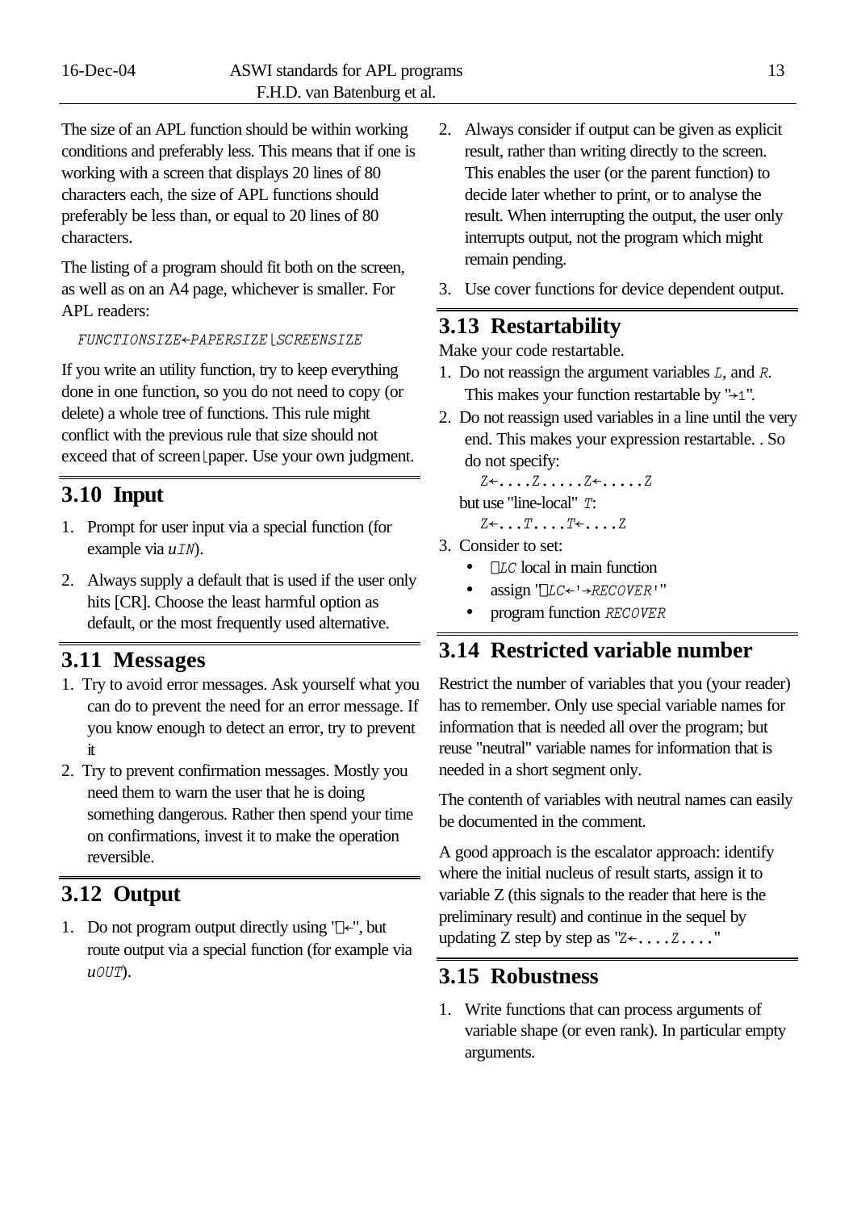The size of an APL function should be within working conditions and preferably less. This means that if one is working with a screen that displays 20 lines of 80 characters each, the size of APL functions should preferably be less than, or equal to 20 lines of 80 characters.

The listing of a program should fit both on the screen, as well as on an A4 page, whichever is smaller. For APL readers:

```
FUNCTIONSIZE←PAPERSIZE⌊SCREENSIZE
```

If you write an utility function, try to keep everything done in one function, so you do not need to copy (or delete) a whole tree of functions. This rule might conflict with the previous rule that size should not exceed that of screen⌊paper. Use your own judgment.

## 3.10 Input

1. Prompt for user input via a special function (for example via *uIN*).
2. Always supply a default that is used if the user only hits [CR]. Choose the least harmful option as default, or the most frequently used alternative.

## 3.11 Messages

1. Try to avoid error messages. Ask yourself what you can do to prevent the need for an error message. If you know enough to detect an error, try to prevent it
2. Try to prevent confirmation messages. Mostly you need them to warn the user that he is doing something dangerous. Rather then spend your time on confirmations, invest it to make the operation reversible.

## 3.12 Output

1. Do not program output directly using '⎕←', but route output via a special function (for example via *uOUT*).
2. Always consider if output can be given as explicit result, rather than writing directly to the screen. This enables the user (or the parent function) to decide later whether to print, or to analyse the result. When interrupting the output, the user only interrupts output, not the program which might remain pending.
3. Use cover functions for device dependent output.

## 3.13 Restartability

Make your code restartable.

1. Do not reassign the argument variables *L*, and *R*. This makes your function restartable by "→1".
2. Do not reassign used variables in a line until the very end. This makes your expression restartable. . So do not specify:

   ```
   Z←....Z.....Z←.....Z
   ```

   but use "line-local" *T*:

   ```
   Z←...T....T←....Z
   ```

3. Consider to set:
   - ⎕*LC* local in main function
   - assign '⎕*LC*←'→*RECOVER*''
   - program function *RECOVER*

## 3.14 Restricted variable number

Restrict the number of variables that you (your reader) has to remember. Only use special variable names for information that is needed all over the program; but reuse "neutral" variable names for information that is needed in a short segment only.

The contenth of variables with neutral names can easily be documented in the comment.

A good approach is the escalator approach: identify where the initial nucleus of result starts, assign it to variable Z (this signals to the reader that here is the preliminary result) and continue in the sequel by updating Z step by step as "Z←....Z...."

## 3.15 Robustness

1. Write functions that can process arguments of variable shape (or even rank). In particular empty arguments.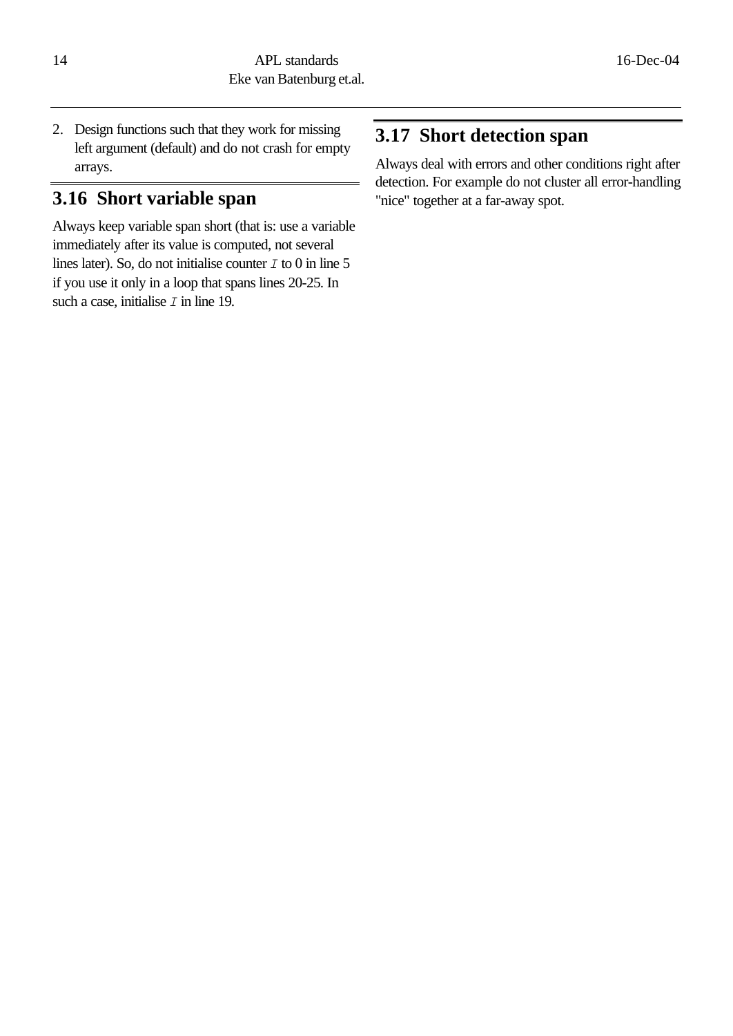2. Design functions such that they work for missing left argument (default) and do not crash for empty arrays.

## 3.16 Short variable span

Always keep variable span short (that is: use a variable immediately after its value is computed, not several lines later). So, do not initialise counter `I` to 0 in line 5 if you use it only in a loop that spans lines 20-25. In such a case, initialise `I` in line 19.

## 3.17 Short detection span

Always deal with errors and other conditions right after detection. For example do not cluster all error-handling "nice" together at a far-away spot.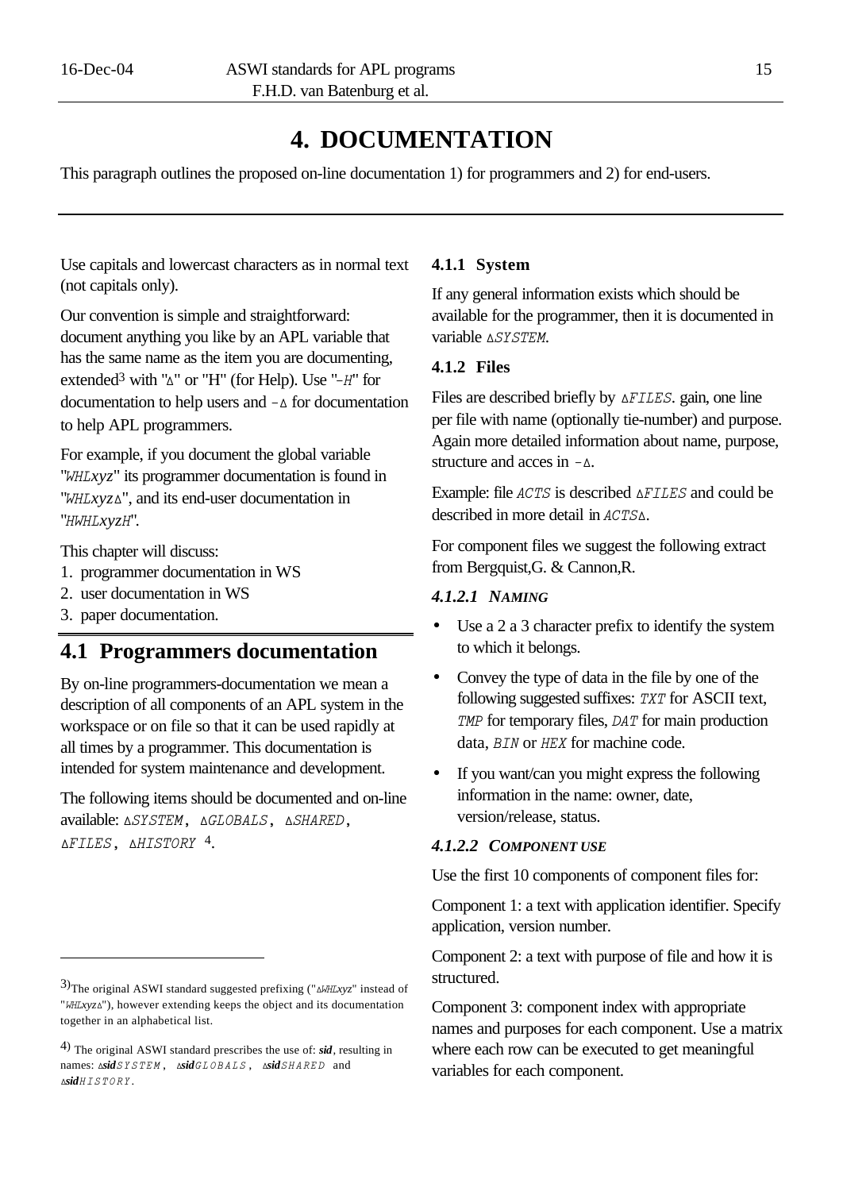# 4. DOCUMENTATION

This paragraph outlines the proposed on-line documentation 1) for programmers and 2) for end-users.

Use capitals and lowercast characters as in normal text (not capitals only).

Our convention is simple and straightforward: document anything you like by an APL variable that has the same name as the item you are documenting, extended[3] with "∆" or "H" (for Help). Use "⍨H" for documentation to help users and ⍨∆ for documentation to help APL programmers.

For example, if you document the global variable "WHLxyz" its programmer documentation is found in "WHLxyz∆", and its end-user documentation in "HWHLxyzH".

This chapter will discuss:

1. programmer documentation in WS
2. user documentation in WS
3. paper documentation.

## 4.1 Programmers documentation

By on-line programmers-documentation we mean a description of all components of an APL system in the workspace or on file so that it can be used rapidly at all times by a programmer. This documentation is intended for system maintenance and development.

The following items should be documented and on-line available: ∆SYSTEM, ∆GLOBALS, ∆SHARED, ∆FILES, ∆HISTORY [4].

### 4.1.1 System

If any general information exists which should be available for the programmer, then it is documented in variable ∆SYSTEM.

### 4.1.2 Files

Files are described briefly by ∆FILES. gain, one line per file with name (optionally tie-number) and purpose. Again more detailed information about name, purpose, structure and acces in ⍨∆.

Example: file ACTS is described ∆FILES and could be described in more detail in ACTS∆.

For component files we suggest the following extract from Bergquist,G. & Cannon,R.

#### 4.1.2.1 Naming

- Use a 2 a 3 character prefix to identify the system to which it belongs.
- Convey the type of data in the file by one of the following suggested suffixes: TXT for ASCII text, TMP for temporary files, DAT for main production data, BIN or HEX for machine code.
- If you want/can you might express the following information in the name: owner, date, version/release, status.

#### 4.1.2.2 Component use

Use the first 10 components of component files for:

Component 1: a text with application identifier. Specify application, version number.

Component 2: a text with purpose of file and how it is structured.

Component 3: component index with appropriate names and purposes for each component. Use a matrix where each row can be executed to get meaningful variables for each component.

---

3) The original ASWI standard suggested prefixing ("∆WHLxyz" instead of "WHLxyz∆"), however extending keeps the object and its documentation together in an alphabetical list.

4) The original ASWI standard prescribes the use of: ***sid***, resulting in names: ∆***sid***SYSTEM, ∆***sid***GLOBALS, ∆***sid***SHARED and ∆***sid***HISTORY.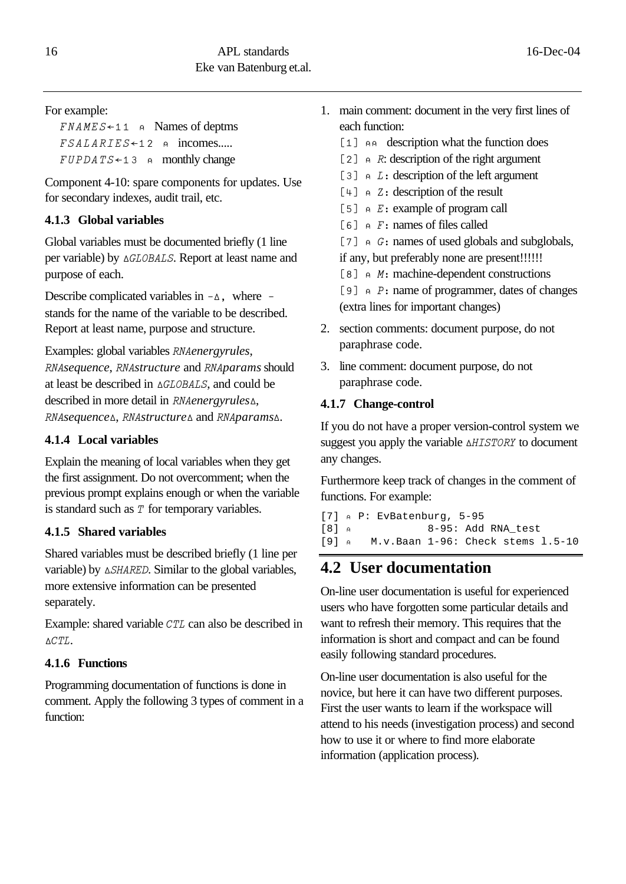For example:

*FNAMES*←11 ⍝ Names of deptms
*FSALARIES*←12 ⍝ incomes.....
*FUPDATS*←13 ⍝ monthly change

Component 4-10: spare components for updates. Use for secondary indexes, audit trail, etc.

### 4.1.3 Global variables

Global variables must be documented briefly (1 line per variable) by ∆*GLOBALS*. Report at least name and purpose of each.

Describe complicated variables in -∆, where - stands for the name of the variable to be described. Report at least name, purpose and structure.

Examples: global variables *RNAenergyrules*, *RNAsequence*, *RNAstructure* and *RNAparams* should at least be described in ∆*GLOBALS*, and could be described in more detail in *RNAenergyrules*∆, *RNAsequence*∆, *RNAstructure*∆ and *RNAparams*∆.

### 4.1.4 Local variables

Explain the meaning of local variables when they get the first assignment. Do not overcomment; when the previous prompt explains enough or when the variable is standard such as *T* for temporary variables.

### 4.1.5 Shared variables

Shared variables must be described briefly (1 line per variable) by ∆*SHARED*. Similar to the global variables, more extensive information can be presented separately.

Example: shared variable *CTL* can also be described in ∆*CTL*.

### 4.1.6 Functions

Programming documentation of functions is done in comment. Apply the following 3 types of comment in a function:

1. main comment: document in the very first lines of each function:
   [1] ⍝⍝ description what the function does
   [2] ⍝ *R*: description of the right argument
   [3] ⍝ *L*: description of the left argument
   [4] ⍝ *Z*: description of the result
   [5] ⍝ *E*: example of program call
   [6] ⍝ *F*: names of files called
   [7] ⍝ *G*: names of used globals and subglobals, if any, but preferably none are present!!!!!!
   [8] ⍝ *M*: machine-dependent constructions
   [9] ⍝ *P*: name of programmer, dates of changes (extra lines for important changes)
2. section comments: document purpose, do not paraphrase code.
3. line comment: document purpose, do not paraphrase code.

### 4.1.7 Change-control

If you do not have a proper version-control system we suggest you apply the variable ∆*HISTORY* to document any changes.

Furthermore keep track of changes in the comment of functions. For example:

```
[7] ⍝ P: EvBatenburg, 5-95
[8] ⍝           8-95: Add RNA_test
[9] ⍝   M.v.Baan 1-96: Check stems l.5-10
```

## 4.2 User documentation

On-line user documentation is useful for experienced users who have forgotten some particular details and want to refresh their memory. This requires that the information is short and compact and can be found easily following standard procedures.

On-line user documentation is also useful for the novice, but here it can have two different purposes. First the user wants to learn if the workspace will attend to his needs (investigation process) and second how to use it or where to find more elaborate information (application process).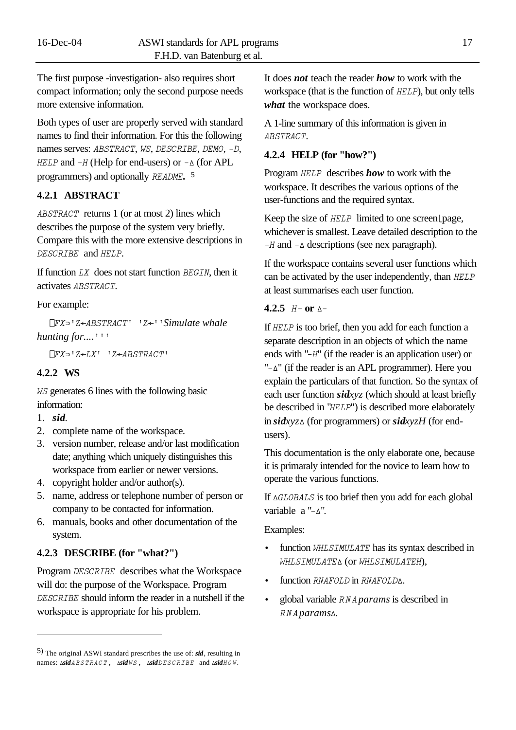The first purpose -investigation- also requires short compact information; only the second purpose needs more extensive information.

Both types of user are properly served with standard names to find their information. For this the following names serves: *ABSTRACT*, *WS*, *DESCRIBE*, *DEMO*, *-D*, *HELP* and *-H* (Help for end-users) or *-∆* (for APL programmers) and optionally *README*. [5]

### 4.2.1 ABSTRACT

*ABSTRACT* returns 1 (or at most 2) lines which describes the purpose of the system very briefly. Compare this with the more extensive descriptions in *DESCRIBE* and *HELP*.

If function *LX* does not start function *BEGIN*, then it activates *ABSTRACT*.

For example:

```
⎕FX⊃'Z←ABSTRACT' 'Z←''Simulate whale hunting for....'''
⎕FX⊃'Z←LX' 'Z←ABSTRACT'
```

### 4.2.2 WS

*WS* generates 6 lines with the following basic information:

1. ***sid***.
2. complete name of the workspace.
3. version number, release and/or last modification date; anything which uniquely distinguishes this workspace from earlier or newer versions.
4. copyright holder and/or author(s).
5. name, address or telephone number of person or company to be contacted for information.
6. manuals, books and other documentation of the system.

### 4.2.3 DESCRIBE (for "what?")

Program *DESCRIBE* describes what the Workspace will do: the purpose of the Workspace. Program *DESCRIBE* should inform the reader in a nutshell if the workspace is appropriate for his problem.

It does ***not*** teach the reader ***how*** to work with the workspace (that is the function of *HELP*), but only tells ***what*** the workspace does.

A 1-line summary of this information is given in *ABSTRACT*.

### 4.2.4 HELP (for "how?")

Program *HELP* describes ***how*** to work with the workspace. It describes the various options of the user-functions and the required syntax.

Keep the size of *HELP* limited to one screen⌊page, whichever is smallest. Leave detailed description to the *-H* and *-∆* descriptions (see nex paragraph).

If the workspace contains several user functions which can be activated by the user independently, than *HELP* at least summarises each user function.

### 4.2.5 *H-* or *∆-*

If *HELP* is too brief, then you add for each function a separate description in an objects of which the name ends with "*-H*" (if the reader is an application user) or "*-∆*" (if the reader is an APL programmer). Here you explain the particulars of that function. So the syntax of each user function ***sid****xyz* (which should at least briefly be described in "*HELP*") is described more elaborately in ***sid****xyz∆* (for programmers) or ***sid****xyzH* (for end-users).

This documentation is the only elaborate one, because it is primaraly intended for the novice to learn how to operate the various functions.

If *∆GLOBALS* is too brief then you add for each global variable a "*-∆*".

Examples:

- function *WHLSIMULATE* has its syntax described in *WHLSIMULATE∆* (or *WHLSIMULATEH*),
- function *RNAFOLD* in *RNAFOLD∆*.
- global variable *RNAparams* is described in *RNAparams∆*.

---

[5] The original ASWI standard prescribes the use of: ***sid***, resulting in names: *∆**sid**ABSTRACT*, *∆**sid**WS*, *∆**sid**DESCRIBE* and *∆**sid**HOW*.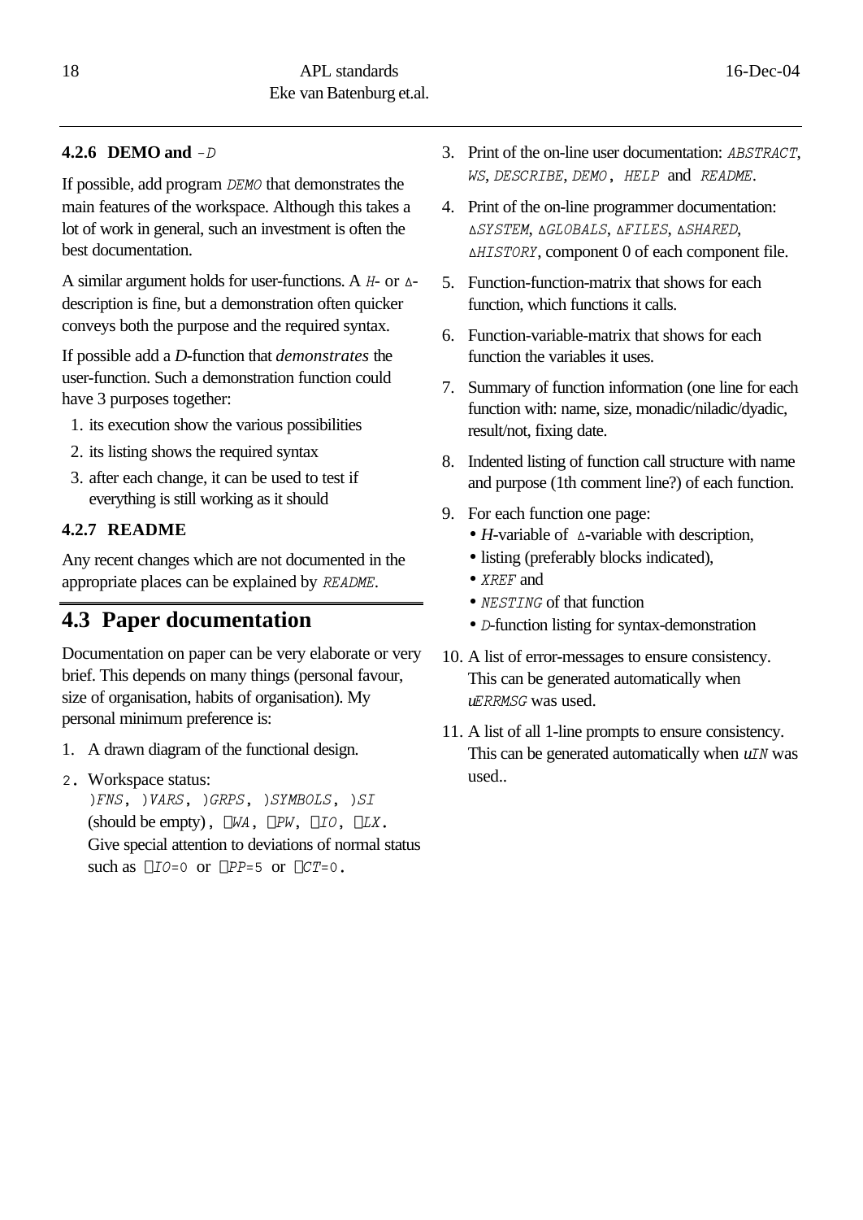### 4.2.6 DEMO and ∆D

If possible, add program *DEMO* that demonstrates the main features of the workspace. Although this takes a lot of work in general, such an investment is often the best documentation.

A similar argument holds for user-functions. A *H*- or ∆-description is fine, but a demonstration often quicker conveys both the purpose and the required syntax.

If possible add a *D*-function that *demonstrates* the user-function. Such a demonstration function could have 3 purposes together:

1. its execution show the various possibilities
2. its listing shows the required syntax
3. after each change, it can be used to test if everything is still working as it should

### 4.2.7 README

Any recent changes which are not documented in the appropriate places can be explained by *README*.

## 4.3 Paper documentation

Documentation on paper can be very elaborate or very brief. This depends on many things (personal favour, size of organisation, habits of organisation). My personal minimum preference is:

1. A drawn diagram of the functional design.
2. Workspace status:
   )*FNS*, )*VARS*, )*GRPS*, )*SYMBOLS*, )*SI* (should be empty), ⎕*WA*, ⎕*PW*, ⎕*IO*, ⎕*LX*.
   Give special attention to deviations of normal status such as ⎕*IO*=0 or ⎕*PP*=5 or ⎕*CT*=0.
3. Print of the on-line user documentation: *ABSTRACT*, *WS*, *DESCRIBE*, *DEMO*, *HELP* and *README*.
4. Print of the on-line programmer documentation: ∆*SYSTEM*, ∆*GLOBALS*, ∆*FILES*, ∆*SHARED*, ∆*HISTORY*, component 0 of each component file.
5. Function-function-matrix that shows for each function, which functions it calls.
6. Function-variable-matrix that shows for each function the variables it uses.
7. Summary of function information (one line for each function with: name, size, monadic/niladic/dyadic, result/not, fixing date.
8. Indented listing of function call structure with name and purpose (1th comment line?) of each function.
9. For each function one page:
   - *H*-variable of ∆-variable with description,
   - listing (preferably blocks indicated),
   - *XREF* and
   - *NESTING* of that function
   - *D*-function listing for syntax-demonstration
10. A list of error-messages to ensure consistency. This can be generated automatically when *uERRMSG* was used.
11. A list of all 1-line prompts to ensure consistency. This can be generated automatically when *uIN* was used..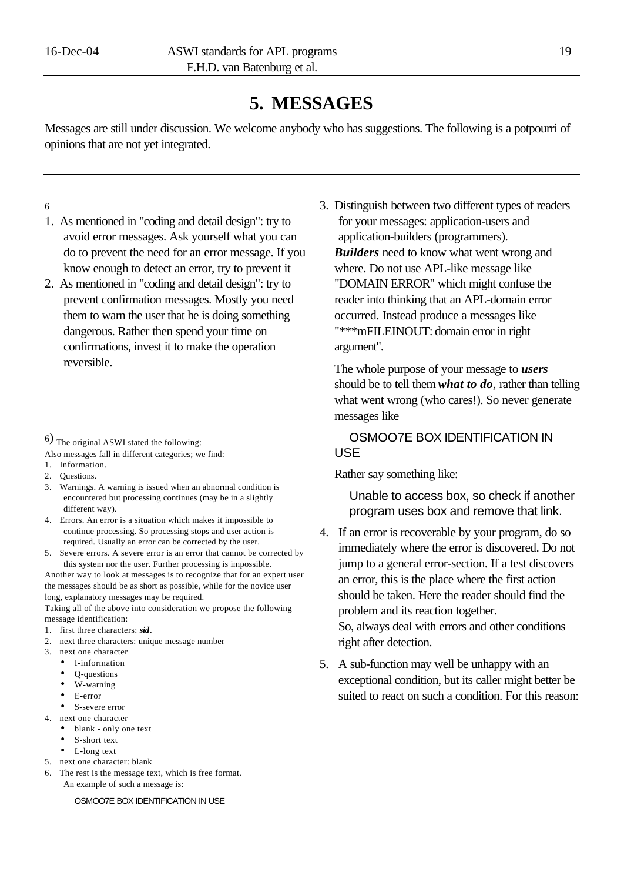# 5. MESSAGES

Messages are still under discussion. We welcome anybody who has suggestions. The following is a potpourri of opinions that are not yet integrated.

---

[6]

1. As mentioned in "coding and detail design": try to avoid error messages. Ask yourself what you can do to prevent the need for an error message. If you know enough to detect an error, try to prevent it
2. As mentioned in "coding and detail design": try to prevent confirmation messages. Mostly you need them to warn the user that he is doing something dangerous. Rather then spend your time on confirmations, invest it to make the operation reversible.
3. Distinguish between two different types of readers for your messages: application-users and application-builders (programmers).

   ***Builders*** need to know what went wrong and where. Do not use APL-like message like "DOMAIN ERROR" which might confuse the reader into thinking that an APL-domain error occurred. Instead produce a messages like "***mFILEINOUT: domain error in right argument".

   The whole purpose of your message to ***users*** should be to tell them ***what to do***, rather than telling what went wrong (who cares!). So never generate messages like

   ```
   OSMOO7E BOX IDENTIFICATION IN USE
   ```

   Rather say something like:

   ```
   Unable to access box, so check if another program uses box and remove that link.
   ```

4. If an error is recoverable by your program, do so immediately where the error is discovered. Do not jump to a general error-section. If a test discovers an error, this is the place where the first action should be taken. Here the reader should find the problem and its reaction together.
   So, always deal with errors and other conditions right after detection.
5. A sub-function may well be unhappy with an exceptional condition, but its caller might better be suited to react on such a condition. For this reason:

---

[6] The original ASWI stated the following:

Also messages fall in different categories; we find:

1. Information.
2. Questions.
3. Warnings. A warning is issued when an abnormal condition is encountered but processing continues (may be in a slightly different way).
4. Errors. An error is a situation which makes it impossible to continue processing. So processing stops and user action is required. Usually an error can be corrected by the user.
5. Severe errors. A severe error is an error that cannot be corrected by this system nor the user. Further processing is impossible.

Another way to look at messages is to recognize that for an expert user the messages should be as short as possible, while for the novice user long, explanatory messages may be required.

Taking all of the above into consideration we propose the following message identification:

1. first three characters: ***sid***.
2. next three characters: unique message number
3. next one character
   - I-information
   - Q-questions
   - W-warning
   - E-error
   - S-severe error
4. next one character
   - blank - only one text
   - S-short text
   - L-long text
5. next one character: blank
6. The rest is the message text, which is free format.
   An example of such a message is:

   ```
   OSMOO7E BOX IDENTIFICATION IN USE
   ```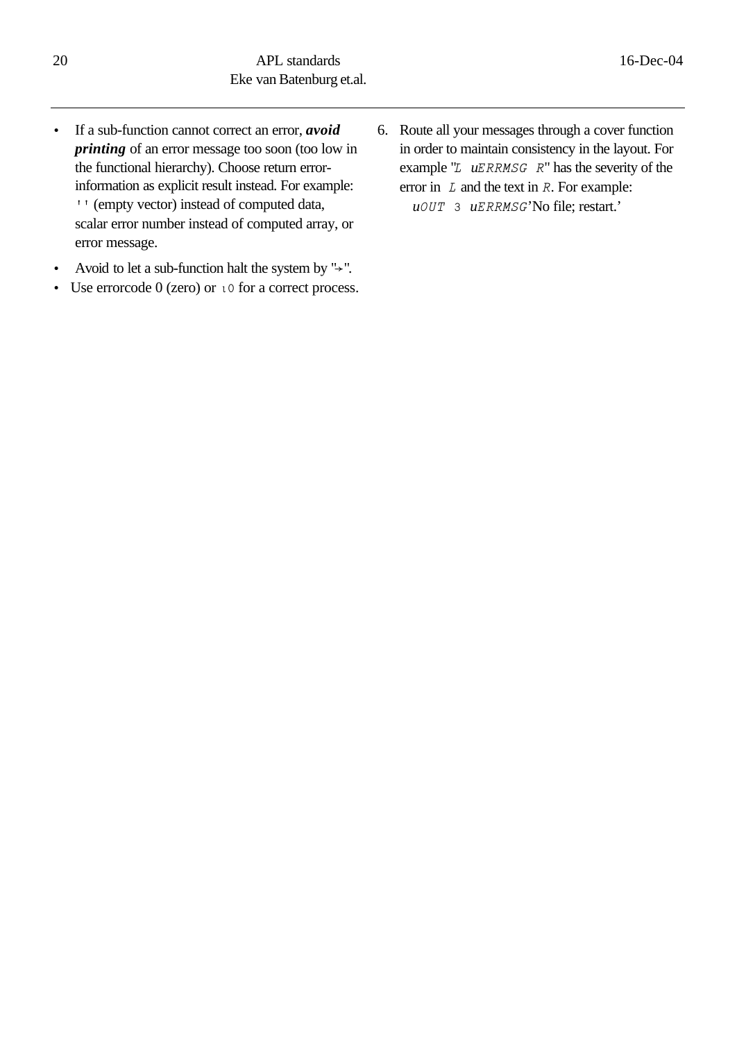- If a sub-function cannot correct an error, ***avoid printing*** of an error message too soon (too low in the functional hierarchy). Choose return error-information as explicit result instead. For example: `''` (empty vector) instead of computed data, scalar error number instead of computed array, or error message.
- Avoid to let a sub-function halt the system by "→".
- Use errorcode 0 (zero) or `⍳0` for a correct process.

6. Route all your messages through a cover function in order to maintain consistency in the layout. For example "`L uERRMSG R`" has the severity of the error in `L` and the text in `R`. For example: `uOUT 3 uERRMSG`'No file; restart.'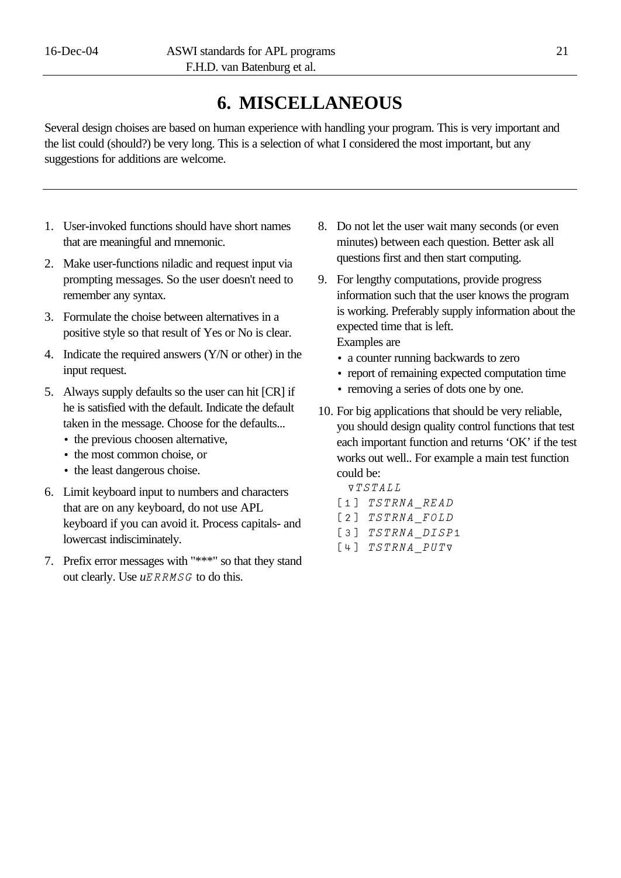# 6. MISCELLANEOUS

Several design choises are based on human experience with handling your program. This is very important and the list could (should?) be very long. This is a selection of what I considered the most important, but any suggestions for additions are welcome.

---

1. User-invoked functions should have short names that are meaningful and mnemonic.
2. Make user-functions niladic and request input via prompting messages. So the user doesn't need to remember any syntax.
3. Formulate the choise between alternatives in a positive style so that result of Yes or No is clear.
4. Indicate the required answers (Y/N or other) in the input request.
5. Always supply defaults so the user can hit [CR] if he is satisfied with the default. Indicate the default taken in the message. Choose for the defaults...
   - the previous choosen alternative,
   - the most common choise, or
   - the least dangerous choise.
6. Limit keyboard input to numbers and characters that are on any keyboard, do not use APL keyboard if you can avoid it. Process capitals- and lowercast indiscriminately.
7. Prefix error messages with "***" so that they stand out clearly. Use *uERRMSG* to do this.
8. Do not let the user wait many seconds (or even minutes) between each question. Better ask all questions first and then start computing.
9. For lengthy computations, provide progress information such that the user knows the program is working. Preferably supply information about the expected time that is left.
   Examples are
   - a counter running backwards to zero
   - report of remaining expected computation time
   - removing a series of dots one by one.
10. For big applications that should be very reliable, you should design quality control functions that test each important function and returns 'OK' if the test works out well.. For example a main test function could be:

```
  ∇TSTALL
[1] TSTRNA_READ
[2] TSTRNA_FOLD
[3] TSTRNA_DISP1
[4] TSTRNA_PUT∇
```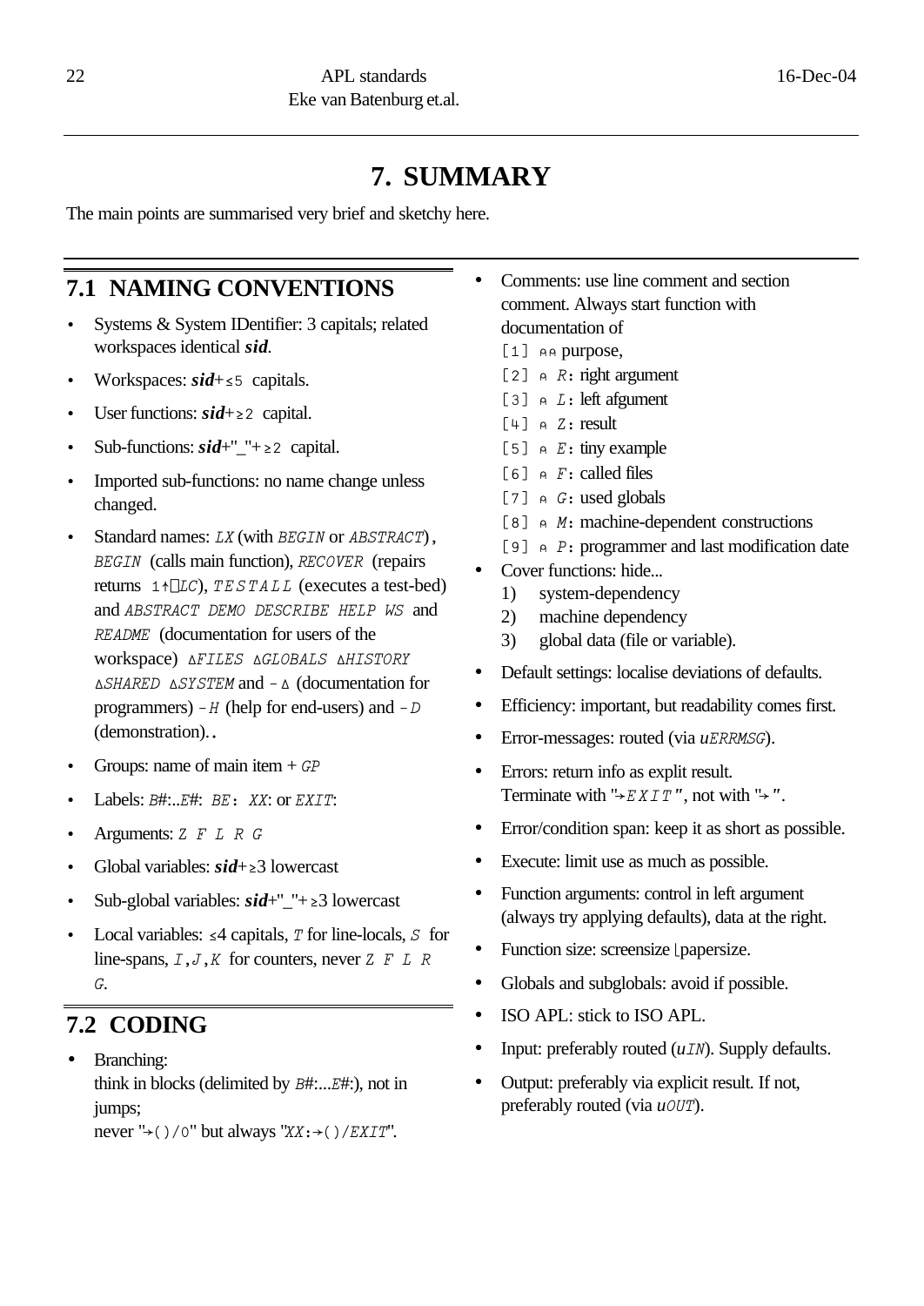# 7. SUMMARY

The main points are summarised very brief and sketchy here.

## 7.1 NAMING CONVENTIONS

- Systems & System IDentifier: 3 capitals; related workspaces identical ***sid***.
- Workspaces: ***sid***+≤5 capitals.
- User functions: ***sid***+≥2 capital.
- Sub-functions: ***sid***+"_"+≥2 capital.
- Imported sub-functions: no name change unless changed.
- Standard names: `LX` (with `BEGIN` or `ABSTRACT`), `BEGIN` (calls main function), `RECOVER` (repairs returns `1↑⎕LC`), `TESTALL` (executes a test-bed) and `ABSTRACT DEMO DESCRIBE HELP WS` and `README` (documentation for users of the workspace) `∆FILES ∆GLOBALS ∆HISTORY ∆SHARED ∆SYSTEM` and `-∆` (documentation for programmers) `-H` (help for end-users) and `-D` (demonstration)..
- Groups: name of main item + `GP`
- Labels: `B#`:..`E#`: `BE:` `XX`: or `EXIT`:
- Arguments: `Z F L R G`
- Global variables: ***sid***+≥3 lowercast
- Sub-global variables: ***sid***+"_"+≥3 lowercast
- Local variables: ≤4 capitals, `T` for line-locals, `S` for line-spans, `I`,`J`,`K` for counters, never `Z F L R G`.

## 7.2 CODING

- Branching:
  think in blocks (delimited by `B#`:...`E#`:), not in jumps;
  never "`→()/0`" but always "`XX:→()/EXIT`".
- Comments: use line comment and section comment. Always start function with documentation of
  - `[1] ⍝⍝` purpose,
  - `[2] ⍝ R`: right argument
  - `[3] ⍝ L`: left afgument
  - `[4] ⍝ Z`: result
  - `[5] ⍝ E`: tiny example
  - `[6] ⍝ F`: called files
  - `[7] ⍝ G`: used globals
  - `[8] ⍝ M`: machine-dependent constructions
  - `[9] ⍝ P`: programmer and last modification date
- Cover functions: hide...
  1) system-dependency
  2) machine dependency
  3) global data (file or variable).
- Default settings: localise deviations of defaults.
- Efficiency: important, but readability comes first.
- Error-messages: routed (via *u*`ERRMSG`).
- Errors: return info as explit result.
  Terminate with "`→EXIT`", not with "`→`".
- Error/condition span: keep it as short as possible.
- Execute: limit use as much as possible.
- Function arguments: control in left argument (always try applying defaults), data at the right.
- Function size: screensize ⌊papersize.
- Globals and subglobals: avoid if possible.
- ISO APL: stick to ISO APL.
- Input: preferably routed (*u*`IN`). Supply defaults.
- Output: preferably via explicit result. If not, preferably routed (via *u*`OUT`).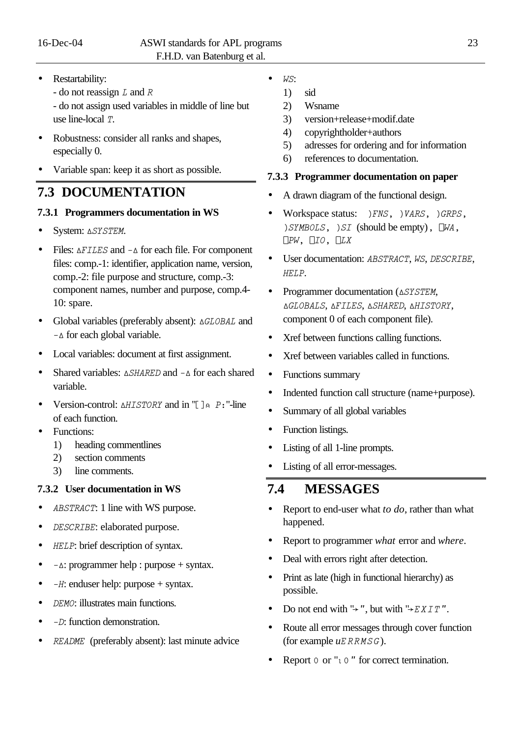- Restartability:
  - do not reassign *L* and *R*
  - do not assign used variables in middle of line but use line-local *T*.
- Robustness: consider all ranks and shapes, especially 0.
- Variable span: keep it as short as possible.

## 7.3 DOCUMENTATION

### 7.3.1 Programmers documentation in WS

- System: ∆*SYSTEM*.
- Files: ∆*FILES* and -∆ for each file. For component files: comp.-1: identifier, application name, version, comp.-2: file purpose and structure, comp.-3: component names, number and purpose, comp.4-10: spare.
- Global variables (preferably absent): ∆*GLOBAL* and -∆ for each global variable.
- Local variables: document at first assignment.
- Shared variables: ∆*SHARED* and -∆ for each shared variable.
- Version-control: ∆*HISTORY* and in "[]⍝ P:"-line of each function.
- Functions:
  1) heading commentlines
  2) section comments
  3) line comments.

### 7.3.2 User documentation in WS

- *ABSTRACT*: 1 line with WS purpose.
- *DESCRIBE*: elaborated purpose.
- *HELP*: brief description of syntax.
- -∆: programmer help : purpose + syntax.
- *-H*: enduser help: purpose + syntax.
- *DEMO*: illustrates main functions.
- *-D*: function demonstration.
- *README* (preferably absent): last minute advice
- *WS*:
  1) sid
  2) Wsname
  3) version+release+modif.date
  4) copyrightholder+authors
  5) adresses for ordering and for information
  6) references to documentation.

### 7.3.3 Programmer documentation on paper

- A drawn diagram of the functional design.
- Workspace status: )*FNS*, )*VARS*, )*GRPS*, )*SYMBOLS*, )*SI* (should be empty), ⎕*WA*, ⎕*PW*, ⎕*IO*, ⎕*LX*
- User documentation: *ABSTRACT*, *WS*, *DESCRIBE*, *HELP*.
- Programmer documentation (∆*SYSTEM*, ∆*GLOBALS*, ∆*FILES*, ∆*SHARED*, ∆*HISTORY*, component 0 of each component file).
- Xref between functions calling functions.
- Xref between variables called in functions.
- Functions summary
- Indented function call structure (name+purpose).
- Summary of all global variables
- Function listings.
- Listing of all 1-line prompts.
- Listing of all error-messages.

## 7.4 MESSAGES

- Report to end-user what *to do*, rather than what happened.
- Report to programmer *what* error and *where*.
- Deal with errors right after detection.
- Print as late (high in functional hierarchy) as possible.
- Do not end with "→", but with "→*EXIT*".
- Route all error messages through cover function (for example *uERRMSG*).
- Report 0 or "⍳0" for correct termination.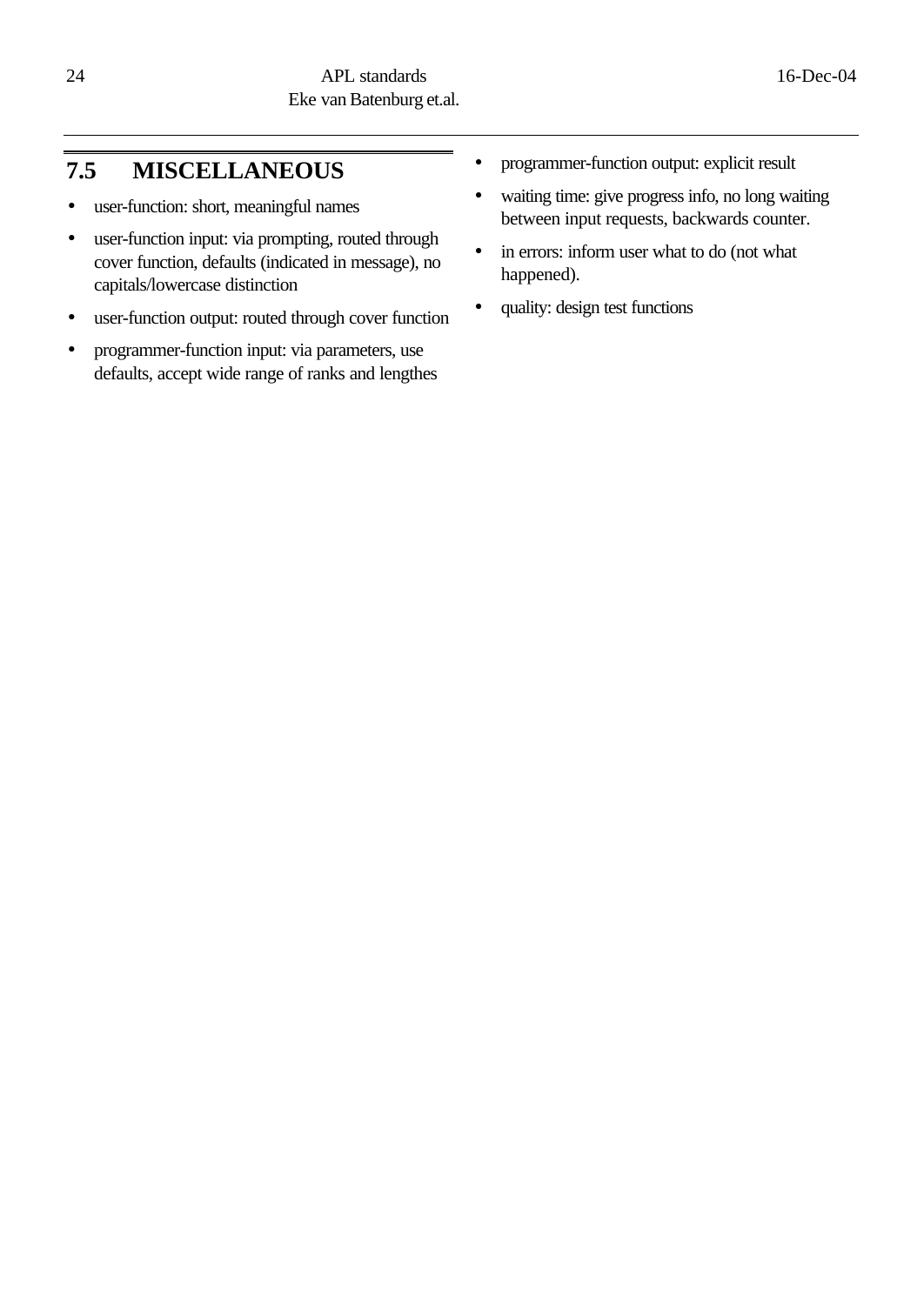## 7.5 MISCELLANEOUS

- user-function: short, meaningful names
- user-function input: via prompting, routed through cover function, defaults (indicated in message), no capitals/lowercase distinction
- user-function output: routed through cover function
- programmer-function input: via parameters, use defaults, accept wide range of ranks and lengthes
- programmer-function output: explicit result
- waiting time: give progress info, no long waiting between input requests, backwards counter.
- in errors: inform user what to do (not what happened).
- quality: design test functions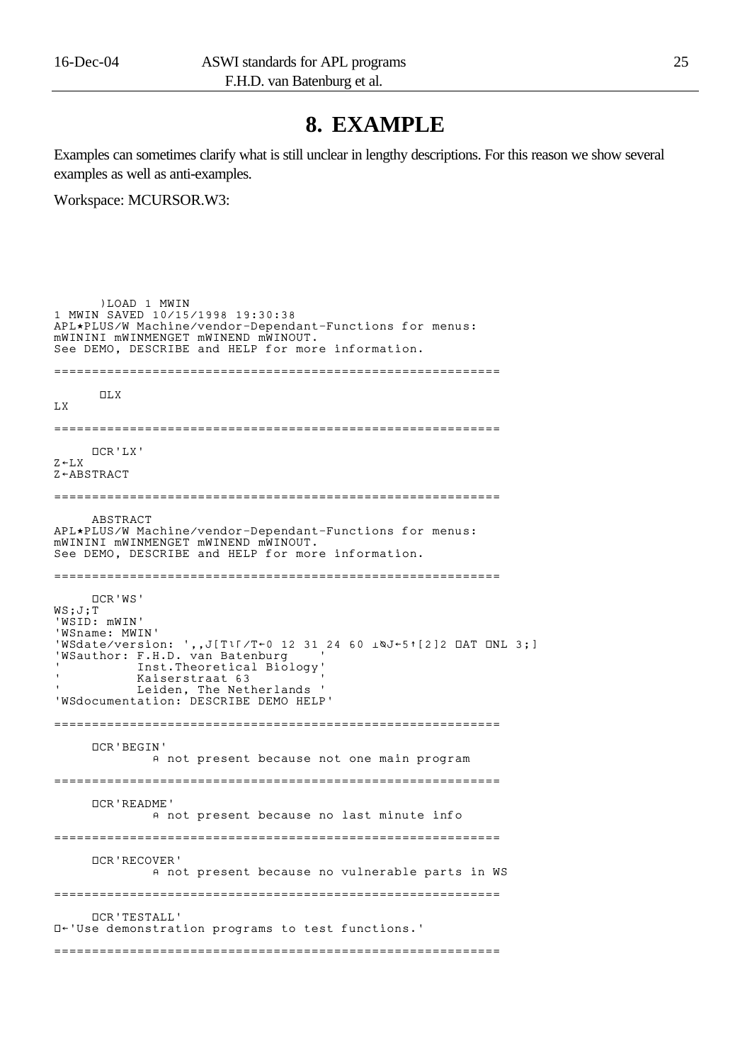# 8. EXAMPLE

Examples can sometimes clarify what is still unclear in lengthy descriptions. For this reason we show several examples as well as anti-examples.

Workspace: MCURSOR.W3:

```
      )LOAD 1 MWIN
1 MWIN SAVED 10/15/1998 19:30:38
APL★PLUS/W Machine/vendor-Dependant-Functions for menus:
mWININI mWINMENGET mWINEND mWINOUT.
See DEMO, DESCRIBE and HELP for more information.

============================================================

      ⎕LX
LX

============================================================

     ⎕CR'LX'
Z←LX
Z←ABSTRACT

============================================================

     ABSTRACT
APL★PLUS/W Machine/vendor-Dependant-Functions for menus:
mWININI mWINMENGET mWINEND mWINOUT.
See DEMO, DESCRIBE and HELP for more information.

============================================================

     ⎕CR'WS'
WS;J;T
'WSID: mWIN'
'WSname: MWIN'
'WSdate/version: ',,J[T⍳⌈/T←0 12 31 24 60 ⊥⍉J←5↑[2]2 ⎕AT ⎕NL 3;]
'WSauthor: F.H.D. van Batenburg    '
'          Inst.Theoretical Biology'
'          Kaiserstraat 63         '
'          Leiden, The Netherlands '
'WSdocumentation: DESCRIBE DEMO HELP'

============================================================

     ⎕CR'BEGIN'
             ⍝ not present because not one main program

============================================================

     ⎕CR'README'
             ⍝ not present because no last minute info

============================================================

     ⎕CR'RECOVER'
             ⍝ not present because no vulnerable parts in WS

============================================================

     ⎕CR'TESTALL'
⎕←'Use demonstration programs to test functions.'

============================================================
```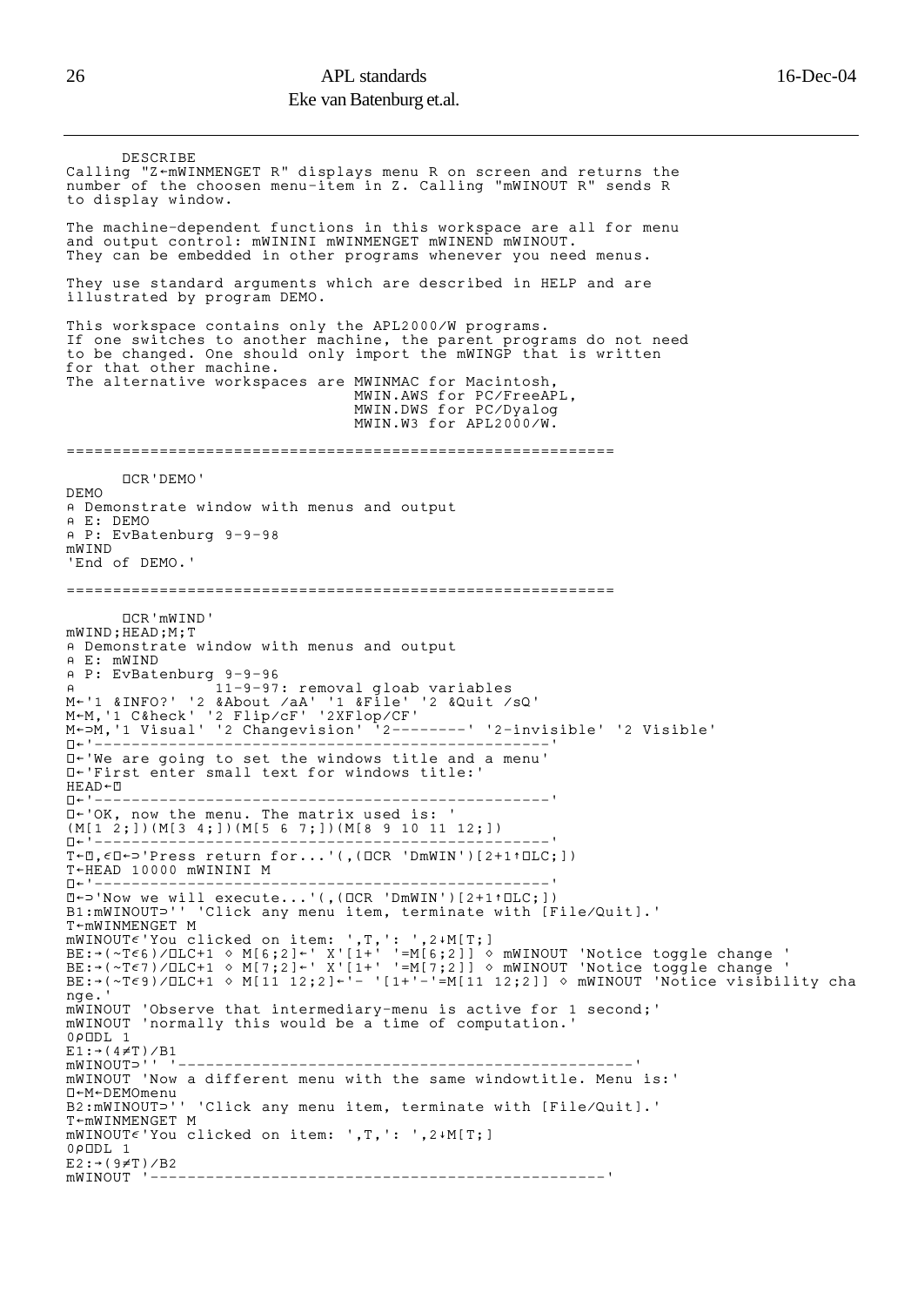```
      DESCRIBE
Calling "Z←mWINMENGET R" displays menu R on screen and returns the
number of the choosen menu-item in Z. Calling "mWINOUT R" sends R
to display window.

The machine-dependent functions in this workspace are all for menu
and output control: mWININI mWINMENGET mWINEND mWINOUT.
They can be embedded in other programs whenever you need menus.

They use standard arguments which are described in HELP and are
illustrated by program DEMO.

This workspace contains only the APL2000/W programs.
If one switches to another machine, the parent programs do not need
to be changed. One should only import the mWINGP that is written
for that other machine.
The alternative workspaces are MWINMAC for Macintosh,
                               MWIN.AWS for PC/FreeAPL,
                               MWIN.DWS for PC/Dyalog
                               MWIN.W3 for APL2000/W.

==========================================================

      ⎕CR'DEMO'
DEMO
⍝ Demonstrate window with menus and output
⍝ E: DEMO
⍝ P: EvBatenburg 9-9-98
mWIND
'End of DEMO.'

==========================================================

      ⎕CR'mWIND'
mWIND;HEAD;M;T
⍝ Demonstrate window with menus and output
⍝ E: mWIND
⍝ P: EvBatenburg 9-9-96
⍝              11-9-97: removal gloab variables
M←'1 &INFO?' '2 &About /aA' '1 &File' '2 &Quit /sQ'
M←M,'1 C&heck' '2 Flip/cF' '2XFlop/CF'
M←⊃M,'1 Visual' '2 Changevision' '2--------' '2-invisible' '2 Visible'
⎕←'-------------------------------------------------'
⎕←'We are going to set the windows title and a menu'
⎕←'First enter small text for windows title:'
HEAD←⍞
⎕←'-------------------------------------------------'
⎕←'OK, now the menu. The matrix used is: '
(M[1 2;])(M[3 4;])(M[5 6 7;])(M[8 9 10 11 12;])
⎕←'-------------------------------------------------'
T←⍞,⍴⎕←⊃'Press return for...'(,(⎕CR 'DmWIN')[2+1↑⎕LC;])
T←HEAD 10000 mWININI M
⎕←'-------------------------------------------------'
⎕←⊃'Now we will execute...'(,(⎕CR 'DmWIN')[2+1↑⎕LC;])
B1:mWINOUT⊃'' 'Click any menu item, terminate with [File/Quit].'
T←mWINMENGET M
mWINOUT∊'You clicked on item: ',T,': ',2↓M[T;]
BE:→(~T∊6)/⎕LC+1 ⋄ M[6;2]←' X'[1+' '=M[6;2]] ⋄ mWINOUT 'Notice toggle change '
BE:→(~T∊7)/⎕LC+1 ⋄ M[7;2]←' X'[1+' '=M[7;2]] ⋄ mWINOUT 'Notice toggle change '
BE:→(~T∊9)/⎕LC+1 ⋄ M[11 12;2]←'- '[1+'-'=M[11 12;2]] ⋄ mWINOUT 'Notice visibility cha
nge.'
mWINOUT 'Observe that intermediary-menu is active for 1 second;'
mWINOUT 'normally this would be a time of computation.'
0⍴⎕DL 1
E1:→(4≠T)/B1
mWINOUT⊃'' '-------------------------------------------------'
mWINOUT 'Now a different menu with the same windowtitle. Menu is:'
⎕←M←DEMOmenu
B2:mWINOUT⊃'' 'Click any menu item, terminate with [File/Quit].'
T←mWINMENGET M
mWINOUT∊'You clicked on item: ',T,': ',2↓M[T;]
0⍴⎕DL 1
E2:→(9≠T)/B2
mWINOUT '-------------------------------------------------'
```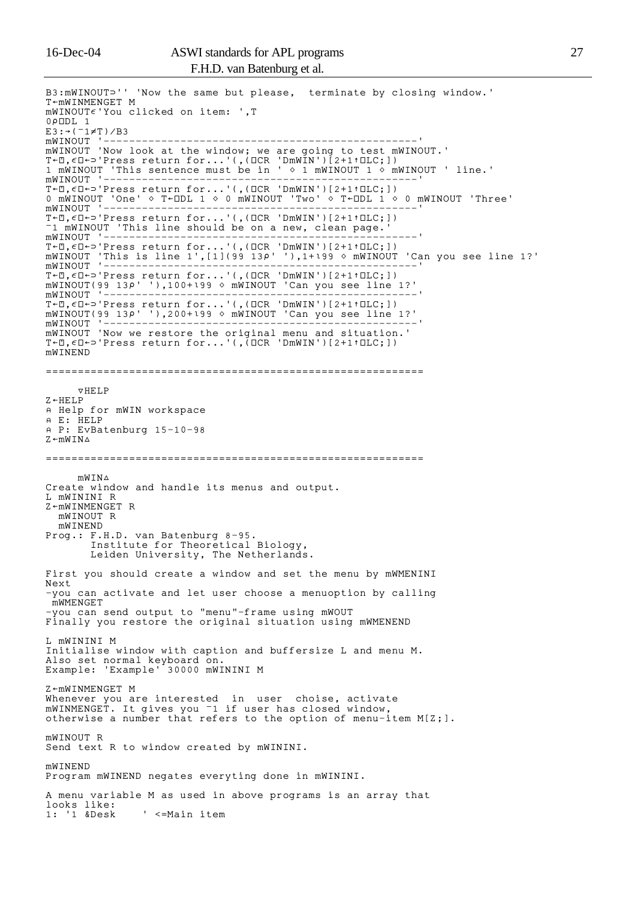```
B3:mWINOUT⊃'' 'Now the same but please,  terminate by closing window.'
T←mWINMENGET M
mWINOUT∊'You clicked on item: ',T
0⍴⎕DL 1
E3:→(¯1≠T)/B3
mWINOUT '-----------------------------------------------'
mWINOUT 'Now look at the window; we are going to test mWINOUT.'
T←⍞,∊⍞←⊃'Press return for...'(,(⎕CR 'DmWIN')[2+1↑⎕LC;])
1 mWINOUT 'This sentence must be in ' ⋄ 1 mWINOUT 1 ⋄ mWINOUT ' line.'
mWINOUT '-----------------------------------------------'
T←⍞,∊⍞←⊃'Press return for...'(,(⎕CR 'DmWIN')[2+1↑⎕LC;])
0 mWINOUT 'One' ⋄ T←⎕DL 1 ⋄ 0 mWINOUT 'Two' ⋄ T←⎕DL 1 ⋄ 0 mWINOUT 'Three'
mWINOUT '-----------------------------------------------'
T←⍞,∊⍞←⊃'Press return for...'(,(⎕CR 'DmWIN')[2+1↑⎕LC;])
¯1 mWINOUT 'This line should be on a new, clean page.'
mWINOUT '-----------------------------------------------'
T←⍞,∊⍞←⊃'Press return for...'(,(⎕CR 'DmWIN')[2+1↑⎕LC;])
mWINOUT 'This is line 1',[1](99 13⍴' '),1+⍳99 ⋄ mWINOUT 'Can you see line 1?'
mWINOUT '-----------------------------------------------'
T←⍞,∊⍞←⊃'Press return for...'(,(⎕CR 'DmWIN')[2+1↑⎕LC;])
mWINOUT(99 13⍴' '),100+⍳99 ⋄ mWINOUT 'Can you see line 1?'
mWINOUT '-----------------------------------------------'
T←⍞,∊⍞←⊃'Press return for...'(,(⎕CR 'DmWIN')[2+1↑⎕LC;])
mWINOUT(99 13⍴' '),200+⍳99 ⋄ mWINOUT 'Can you see line 1?'
mWINOUT '-----------------------------------------------'
mWINOUT 'Now we restore the original menu and situation.'
T←⍞,∊⍞←⊃'Press return for...'(,(⎕CR 'DmWIN')[2+1↑⎕LC;])
mWINEND

==========================================================

     ∇HELP
Z←HELP
⍝ Help for mWIN workspace
⍝ E: HELP
⍝ P: EvBatenburg 15-10-98
Z←mWIN∆

==========================================================

     mWIN∆
Create window and handle its menus and output.
L mWININI R
Z←mWINMENGET R
  mWINOUT R
  mWINEND
Prog.: F.H.D. van Batenburg 8-95.
       Institute for Theoretical Biology,
       Leiden University, The Netherlands.

First you should create a window and set the menu by mWMENINI
Next
-you can activate and let user choose a menuoption by calling
 mWMENGET
-you can send output to "menu"-frame using mWOUT
Finally you restore the original situation using mWMENEND

L mWININI M
Initialise window with caption and buffersize L and menu M.
Also set normal keyboard on.
Example: 'Example' 30000 mWININI M

Z←mWINMENGET M
Whenever you are interested  in  user  choise, activate
mWINMENGET. It gives you ¯1 if user has closed window,
otherwise a number that refers to the option of menu-item M[Z;].

mWINOUT R
Send text R to window created by mWININI.

mWINEND
Program mWINEND negates everyting done in mWININI.

A menu variable M as used in above programs is an array that
looks like:
1: '1 &Desk    ' <=Main item
```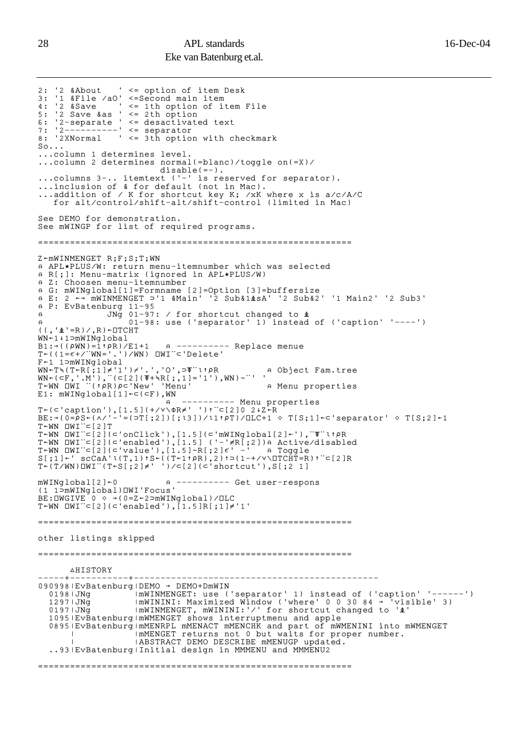```
2: '2 &About    ' <= option of item Desk
3: '1 &File /aO' <=Second main item
4: '2 &Save     ' <= 1th option of item File
5: '2 Save &as ' <= 2th option
6: '2-separate ' <= desactivated text
7: '2----------' <= separator
8: '2XNormal    ' <= 3th option with checkmark
So...
...column 1 determines level.
...column 2 determines normal(=blanc)/toggle on(=X)/
                        disable(=-).
...columns 3-.. itemtext ('-' is reserved for separator).
...inclusion of & for default (not in Mac).
...addition of / K for shortcut key K; /xK where x is a/c/A/C
   for alt/control/shift-alt/shift-control (limited in Mac)

See DEMO for demonstration.
See mWINGP for list of required programs.

============================================================

Z←mWINMENGET R;F;S;T;WN
⍝ APL★PLUS/W: return menu-itemnumber which was selected
⍝ R[;]: Menu-matrix (ignored in APL★PLUS/W)
⍝ Z: Choosen menu-itemnumber
⍝ G: mWINglobal[1]=Formname [2]=Option [3]=buffersize
⍝ E: 2 ←→ mWINMENGET ⊃'1 &Main' '2 Sub&1⍎sA' '2 Sub&2' '1 Main2' '2 Sub3'
⍝ P: EvBatenburg 11-95
⍝           JNg 01-97: / for shortcut changed to ⍎
⍝               01-98: use ('separator' 1) instead of ('caption' '----')
((,'⍎'=R)/,R)←⎕TCHT
WN←1↓1⊃mWINglobal
B1:→((⍴WN)=1↑⍴R)/E1+1   ⍝ ---------- Replace menue
T←((1=∊+/¨WN='.')/WN) ⎕WI¨⊂'Delete'
F←1 1⊃mWINglobal
WN←T⍀(T←R[;1]≠'1')≠'.','O',⊃⍕¨⍳↑⍴R          ⍝ Object Fam.tree
WN←(⊂F,'.M'),¨(⊂[2](⍕+⍀R[;,1]='1'),WN)~¨' '
T←WN ⎕WI ¨(↑⍴R)⍴⊂'New' 'Menu'                ⍝ Menu properties
E1: mWINglobal[1]←⊂(⊂F),WN
                        ⍝  ---------- Menu properties
T←(⊂'caption'),[1.5](+/∨\⌽R≠' ')↑¨⊂[2]0 2↓Z←R
BE:→(0=⍴S←(∧/'-'=(⊃T[;2])[;⍳3])/⍳1↑⍴T)/⎕LC+1 ⋄ T[S;1]←⊂'separator' ⋄ T[S;2]←1
T←WN ⎕WI¨⊂[2]T
T←WN ⎕WI¨⊂[2](⊂'onClick'),[1.5](⊂'mWINglobal[2]←'),¨⍕¨⍳↑⍴R
T←WN ⎕WI¨⊂[2](⊂'enabled'),[1.5] ('-'≠R[;2])⍝ Active/disabled
T←WN ⎕WI¨⊂[2](⊂'value'),[1.5]~R[;2]∊' -'   ⍝ Toggle
S[;1]←' scCaA'⍳(T,1)↑S←((T←1↑⍴R),2)↑⊃(1-+/∨\⎕TCHT=R)↑¨⊂[2]R
T←(T/WN)⎕WI¨(T←S[;2]≠' ')/⊂[2](⊂'shortcut'),S[;2 1]

mWINglobal[2]←0         ⍝ ---------- Get user-respons
(1 1⊃mWINglobal)⎕WI'Focus'
BE:⎕WGIVE 0 ⋄ →(0=Z←2⊃mWINglobal)/⎕LC
T←WN ⎕WI¨⊂[2](⊂'enabled'),[1.5]R[;1]≠'1'

============================================================

other listings skipped

============================================================

      ∆HISTORY
-----+-----------+---------------------------------------------
090998|EvBatenburg|DEMO → DEMO+DmWIN
  0198|JNg        |mWINMENGET: use ('separator' 1) instead of ('caption' '------')
  1297|JNg        |mWININI: Maximized Window ('where' 0 0 30 84 → 'visible' 3)
  0197|JNg        |mWINMENGET, mWININI:'/' for shortcut changed to '⍎'
  1095|EvBatenburg|mWMENGET shows interruptmenu and apple
  0895|EvBatenburg|mMENRPL mMENACT mMENCHK and part of mWMENINI into mWMENGET
      |           |mMENGET returns not 0 but waits for proper number.
      |           |ABSTRACT DEMO DESCRIBE mMENUGP updated.
  ..93|EvBatenburg|Initial design in MMMENU and MMMENU2

============================================================
```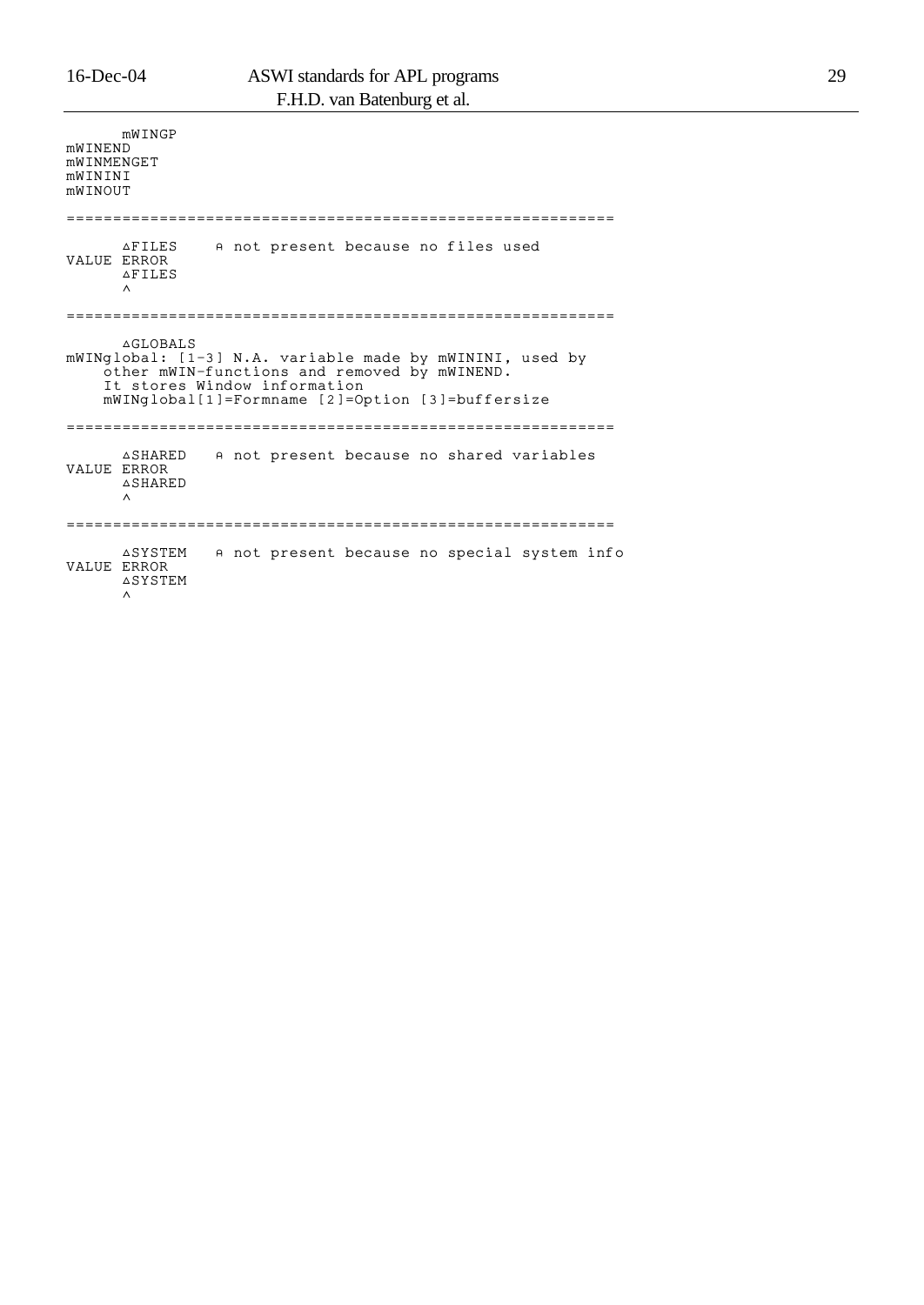```
      mWINGP
mWINEND
mWINMENGET
mWININI
mWINOUT

==========================================================

      ∆FILES    ⍝ not present because no files used
VALUE ERROR
      ∆FILES
      ^

==========================================================

      ∆GLOBALS
mWINglobal: [1-3] N.A. variable made by mWININI, used by
    other mWIN-functions and removed by mWINEND.
    It stores Window information
    mWINglobal[1]=Formname [2]=Option [3]=buffersize

==========================================================

      ∆SHARED   ⍝ not present because no shared variables
VALUE ERROR
      ∆SHARED
      ^

==========================================================

      ∆SYSTEM   ⍝ not present because no special system info
VALUE ERROR
      ∆SYSTEM
      ^
```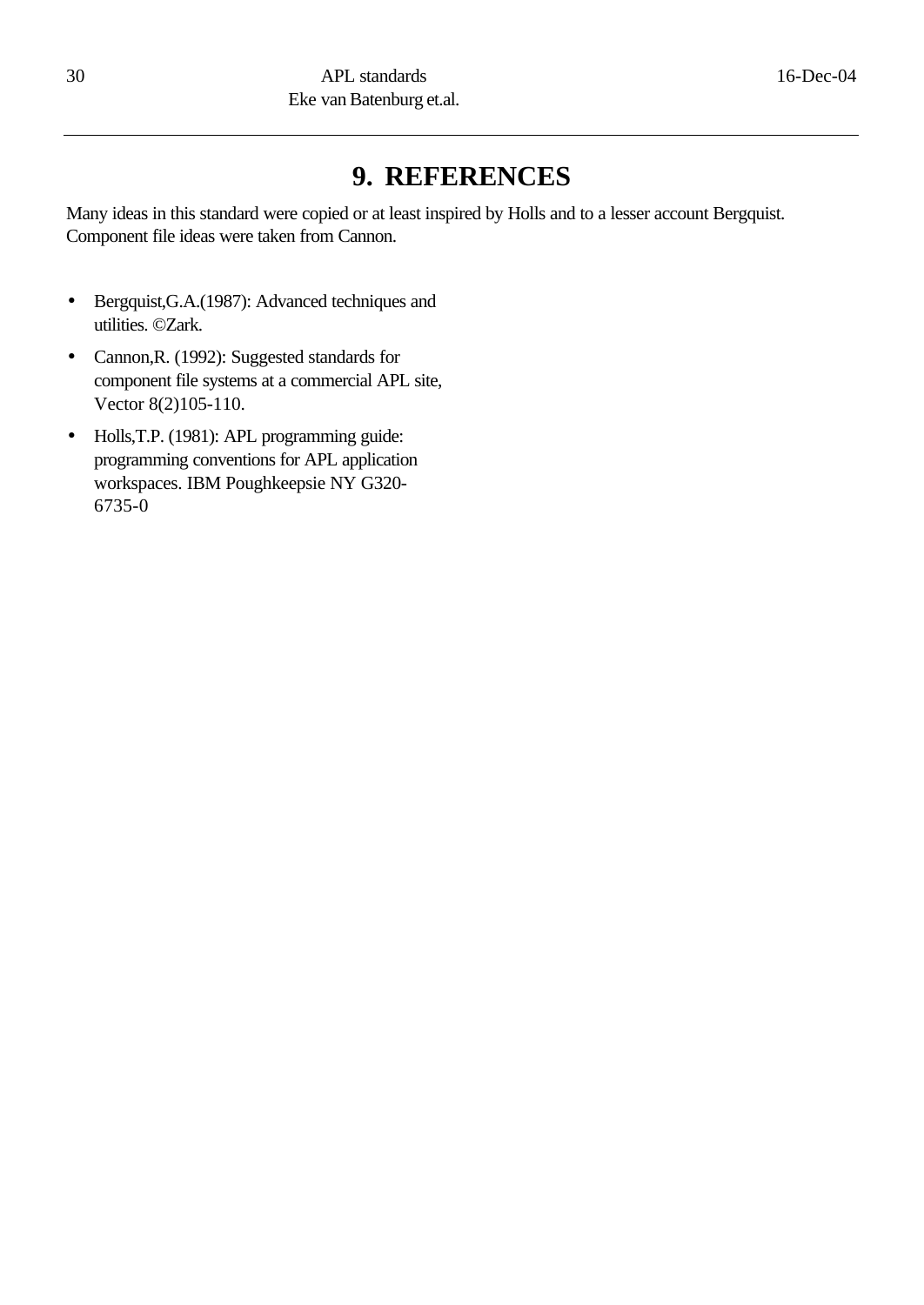# 9. REFERENCES

Many ideas in this standard were copied or at least inspired by Holls and to a lesser account Bergquist. Component file ideas were taken from Cannon.

- Bergquist,G.A.(1987): Advanced techniques and utilities. ©Zark.
- Cannon,R. (1992): Suggested standards for component file systems at a commercial APL site, Vector 8(2)105-110.
- Holls,T.P. (1981): APL programming guide: programming conventions for APL application workspaces. IBM Poughkeepsie NY G320-6735-0